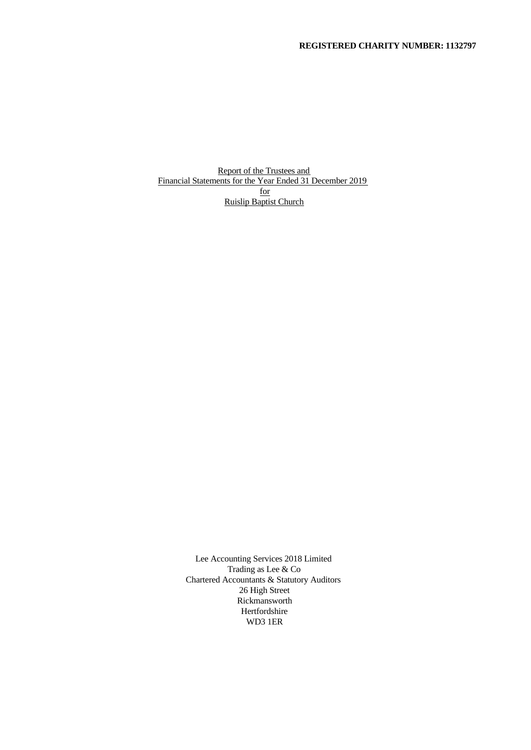**REGISTERED CHARITY NUMBER: 1132797**

Report of the Trustees and
Financial Statements for the Year Ended 31 December 2019
for
Ruislip Baptist Church

Lee Accounting Services 2018 Limited
Trading as Lee & Co
Chartered Accountants & Statutory Auditors
26 High Street
Rickmansworth
Hertfordshire
WD3 1ER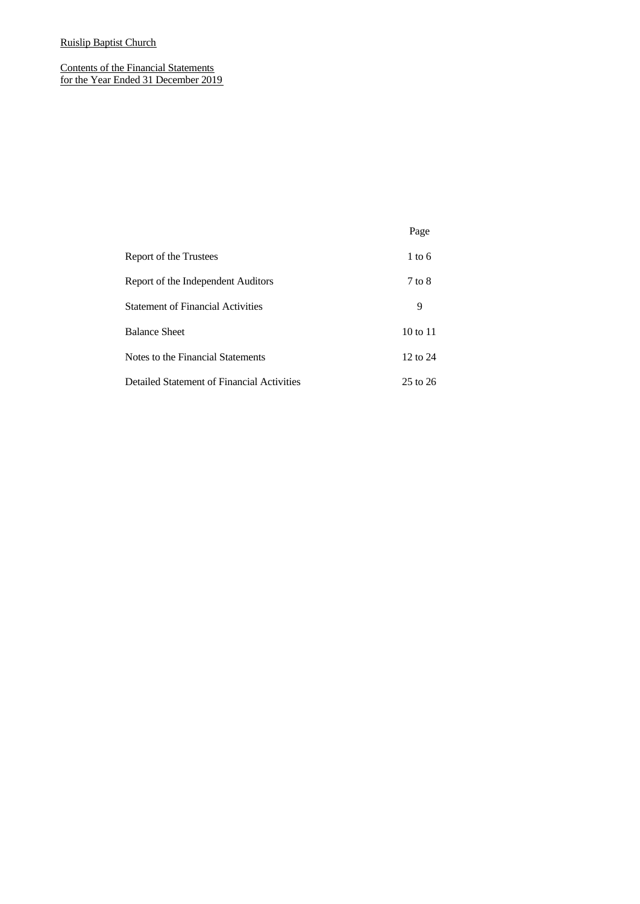Ruislip Baptist Church

Contents of the Financial Statements
for the Year Ended 31 December 2019

| | Page |
|---|---|
| Report of the Trustees | 1 to 6 |
| Report of the Independent Auditors | 7 to 8 |
| Statement of Financial Activities | 9 |
| Balance Sheet | 10 to 11 |
| Notes to the Financial Statements | 12 to 24 |
| Detailed Statement of Financial Activities | 25 to 26 |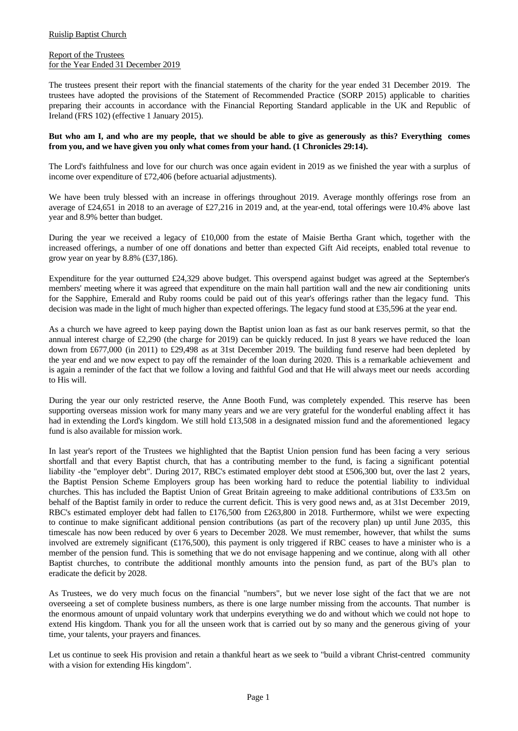Ruislip Baptist Church

Report of the Trustees
for the Year Ended 31 December 2019

The trustees present their report with the financial statements of the charity for the year ended 31 December 2019. The trustees have adopted the provisions of the Statement of Recommended Practice (SORP 2015) applicable to charities preparing their accounts in accordance with the Financial Reporting Standard applicable in the UK and Republic of Ireland (FRS 102) (effective 1 January 2015).

**But who am I, and who are my people, that we should be able to give as generously as this? Everything comes from you, and we have given you only what comes from your hand. (1 Chronicles 29:14).**

The Lord's faithfulness and love for our church was once again evident in 2019 as we finished the year with a surplus of income over expenditure of £72,406 (before actuarial adjustments).

We have been truly blessed with an increase in offerings throughout 2019. Average monthly offerings rose from an average of £24,651 in 2018 to an average of £27,216 in 2019 and, at the year-end, total offerings were 10.4% above last year and 8.9% better than budget.

During the year we received a legacy of £10,000 from the estate of Maisie Bertha Grant which, together with the increased offerings, a number of one off donations and better than expected Gift Aid receipts, enabled total revenue to grow year on year by 8.8% (£37,186).

Expenditure for the year outturned £24,329 above budget. This overspend against budget was agreed at the September's members' meeting where it was agreed that expenditure on the main hall partition wall and the new air conditioning units for the Sapphire, Emerald and Ruby rooms could be paid out of this year's offerings rather than the legacy fund. This decision was made in the light of much higher than expected offerings. The legacy fund stood at £35,596 at the year end.

As a church we have agreed to keep paying down the Baptist union loan as fast as our bank reserves permit, so that the annual interest charge of £2,290 (the charge for 2019) can be quickly reduced. In just 8 years we have reduced the loan down from £677,000 (in 2011) to £29,498 as at 31st December 2019. The building fund reserve had been depleted by the year end and we now expect to pay off the remainder of the loan during 2020. This is a remarkable achievement and is again a reminder of the fact that we follow a loving and faithful God and that He will always meet our needs according to His will.

During the year our only restricted reserve, the Anne Booth Fund, was completely expended. This reserve has been supporting overseas mission work for many many years and we are very grateful for the wonderful enabling affect it has had in extending the Lord's kingdom. We still hold £13,508 in a designated mission fund and the aforementioned legacy fund is also available for mission work.

In last year's report of the Trustees we highlighted that the Baptist Union pension fund has been facing a very serious shortfall and that every Baptist church, that has a contributing member to the fund, is facing a significant potential liability -the "employer debt". During 2017, RBC's estimated employer debt stood at £506,300 but, over the last 2 years, the Baptist Pension Scheme Employers group has been working hard to reduce the potential liability to individual churches. This has included the Baptist Union of Great Britain agreeing to make additional contributions of £33.5m on behalf of the Baptist family in order to reduce the current deficit. This is very good news and, as at 31st December 2019, RBC's estimated employer debt had fallen to £176,500 from £263,800 in 2018. Furthermore, whilst we were expecting to continue to make significant additional pension contributions (as part of the recovery plan) up until June 2035, this timescale has now been reduced by over 6 years to December 2028. We must remember, however, that whilst the sums involved are extremely significant (£176,500), this payment is only triggered if RBC ceases to have a minister who is a member of the pension fund. This is something that we do not envisage happening and we continue, along with all other Baptist churches, to contribute the additional monthly amounts into the pension fund, as part of the BU's plan to eradicate the deficit by 2028.

As Trustees, we do very much focus on the financial "numbers", but we never lose sight of the fact that we are not overseeing a set of complete business numbers, as there is one large number missing from the accounts. That number is the enormous amount of unpaid voluntary work that underpins everything we do and without which we could not hope to extend His kingdom. Thank you for all the unseen work that is carried out by so many and the generous giving of your time, your talents, your prayers and finances.

Let us continue to seek His provision and retain a thankful heart as we seek to "build a vibrant Christ-centred community with a vision for extending His kingdom".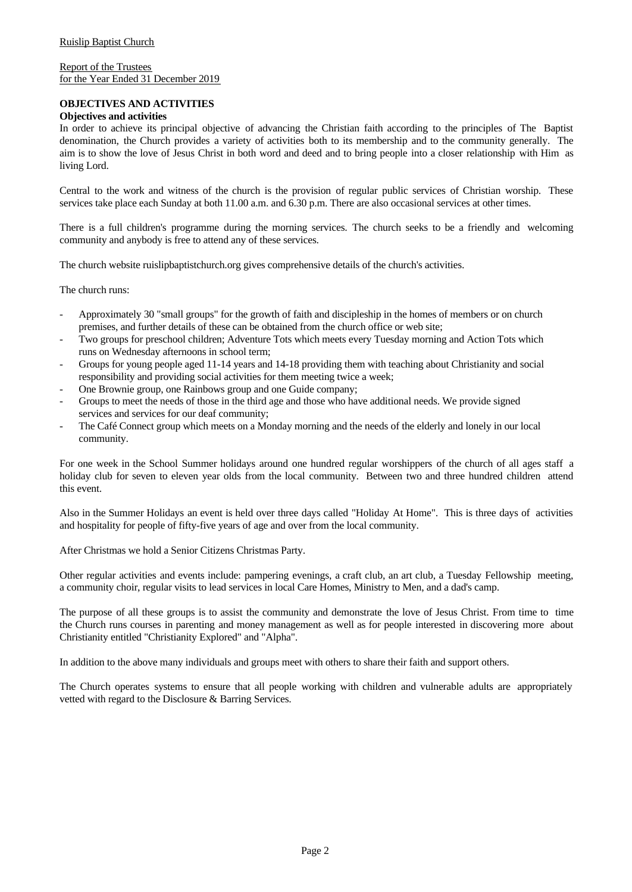Ruislip Baptist Church

Report of the Trustees
for the Year Ended 31 December 2019

## OBJECTIVES AND ACTIVITIES

### Objectives and activities

In order to achieve its principal objective of advancing the Christian faith according to the principles of The Baptist denomination, the Church provides a variety of activities both to its membership and to the community generally. The aim is to show the love of Jesus Christ in both word and deed and to bring people into a closer relationship with Him as living Lord.

Central to the work and witness of the church is the provision of regular public services of Christian worship. These services take place each Sunday at both 11.00 a.m. and 6.30 p.m. There are also occasional services at other times.

There is a full children's programme during the morning services. The church seeks to be a friendly and welcoming community and anybody is free to attend any of these services.

The church website ruislipbaptistchurch.org gives comprehensive details of the church's activities.

The church runs:

- Approximately 30 "small groups" for the growth of faith and discipleship in the homes of members or on church premises, and further details of these can be obtained from the church office or web site;
- Two groups for preschool children; Adventure Tots which meets every Tuesday morning and Action Tots which runs on Wednesday afternoons in school term;
- Groups for young people aged 11-14 years and 14-18 providing them with teaching about Christianity and social responsibility and providing social activities for them meeting twice a week;
- One Brownie group, one Rainbows group and one Guide company;
- Groups to meet the needs of those in the third age and those who have additional needs. We provide signed services and services for our deaf community;
- The Café Connect group which meets on a Monday morning and the needs of the elderly and lonely in our local community.

For one week in the School Summer holidays around one hundred regular worshippers of the church of all ages staff a holiday club for seven to eleven year olds from the local community. Between two and three hundred children attend this event.

Also in the Summer Holidays an event is held over three days called "Holiday At Home". This is three days of activities and hospitality for people of fifty-five years of age and over from the local community.

After Christmas we hold a Senior Citizens Christmas Party.

Other regular activities and events include: pampering evenings, a craft club, an art club, a Tuesday Fellowship meeting, a community choir, regular visits to lead services in local Care Homes, Ministry to Men, and a dad's camp.

The purpose of all these groups is to assist the community and demonstrate the love of Jesus Christ. From time to time the Church runs courses in parenting and money management as well as for people interested in discovering more about Christianity entitled "Christianity Explored" and "Alpha".

In addition to the above many individuals and groups meet with others to share their faith and support others.

The Church operates systems to ensure that all people working with children and vulnerable adults are appropriately vetted with regard to the Disclosure & Barring Services.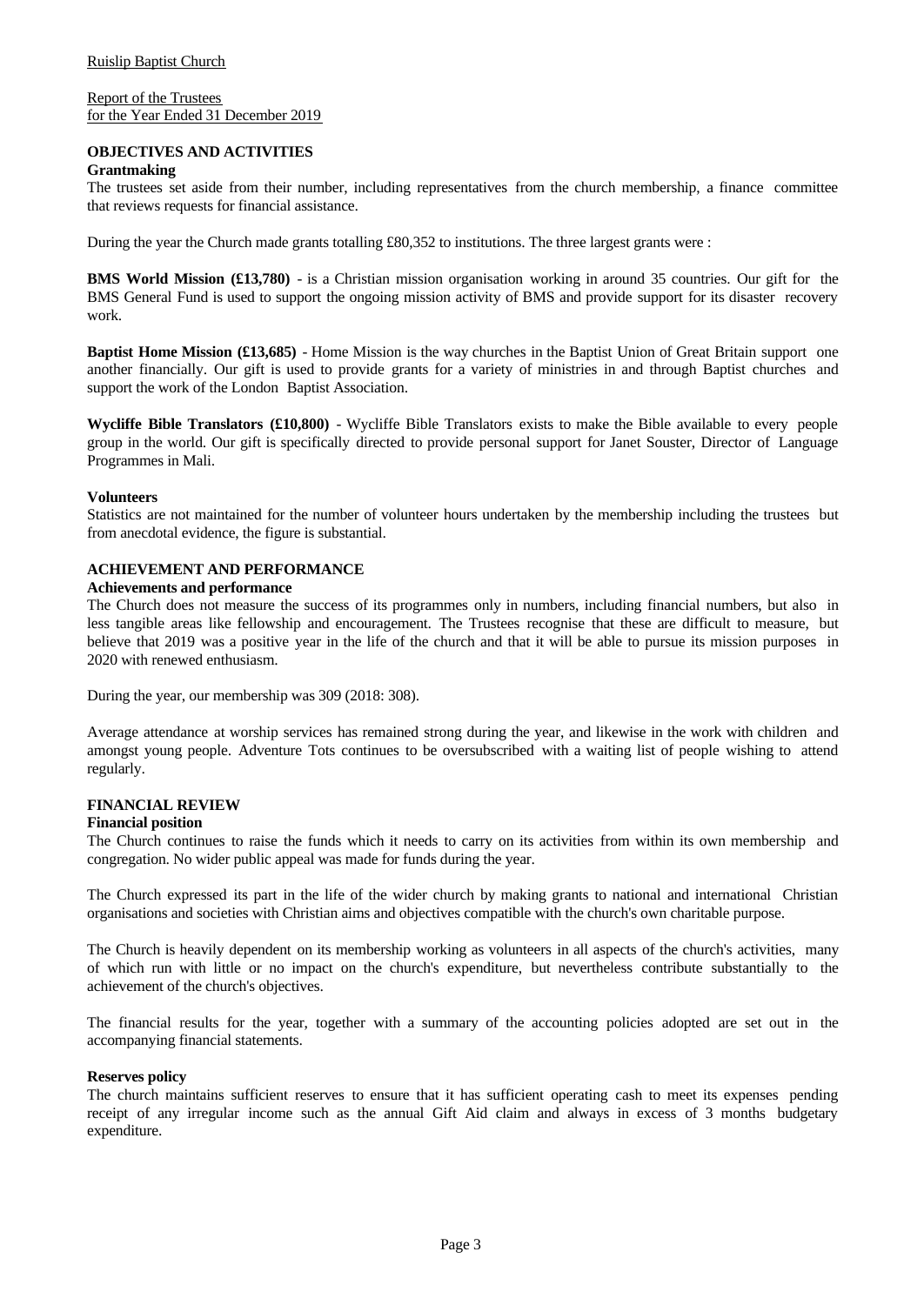Ruislip Baptist Church

Report of the Trustees
for the Year Ended 31 December 2019

## OBJECTIVES AND ACTIVITIES

### Grantmaking

The trustees set aside from their number, including representatives from the church membership, a finance committee that reviews requests for financial assistance.

During the year the Church made grants totalling £80,352 to institutions. The three largest grants were :

**BMS World Mission (£13,780)** - is a Christian mission organisation working in around 35 countries. Our gift for the BMS General Fund is used to support the ongoing mission activity of BMS and provide support for its disaster recovery work.

**Baptist Home Mission (£13,685)** - Home Mission is the way churches in the Baptist Union of Great Britain support one another financially. Our gift is used to provide grants for a variety of ministries in and through Baptist churches and support the work of the London Baptist Association.

**Wycliffe Bible Translators (£10,800)** - Wycliffe Bible Translators exists to make the Bible available to every people group in the world. Our gift is specifically directed to provide personal support for Janet Souster, Director of Language Programmes in Mali.

### Volunteers

Statistics are not maintained for the number of volunteer hours undertaken by the membership including the trustees but from anecdotal evidence, the figure is substantial.

## ACHIEVEMENT AND PERFORMANCE

### Achievements and performance

The Church does not measure the success of its programmes only in numbers, including financial numbers, but also in less tangible areas like fellowship and encouragement. The Trustees recognise that these are difficult to measure, but believe that 2019 was a positive year in the life of the church and that it will be able to pursue its mission purposes in 2020 with renewed enthusiasm.

During the year, our membership was 309 (2018: 308).

Average attendance at worship services has remained strong during the year, and likewise in the work with children and amongst young people. Adventure Tots continues to be oversubscribed with a waiting list of people wishing to attend regularly.

## FINANCIAL REVIEW

### Financial position

The Church continues to raise the funds which it needs to carry on its activities from within its own membership and congregation. No wider public appeal was made for funds during the year.

The Church expressed its part in the life of the wider church by making grants to national and international Christian organisations and societies with Christian aims and objectives compatible with the church's own charitable purpose.

The Church is heavily dependent on its membership working as volunteers in all aspects of the church's activities, many of which run with little or no impact on the church's expenditure, but nevertheless contribute substantially to the achievement of the church's objectives.

The financial results for the year, together with a summary of the accounting policies adopted are set out in the accompanying financial statements.

### Reserves policy

The church maintains sufficient reserves to ensure that it has sufficient operating cash to meet its expenses pending receipt of any irregular income such as the annual Gift Aid claim and always in excess of 3 months budgetary expenditure.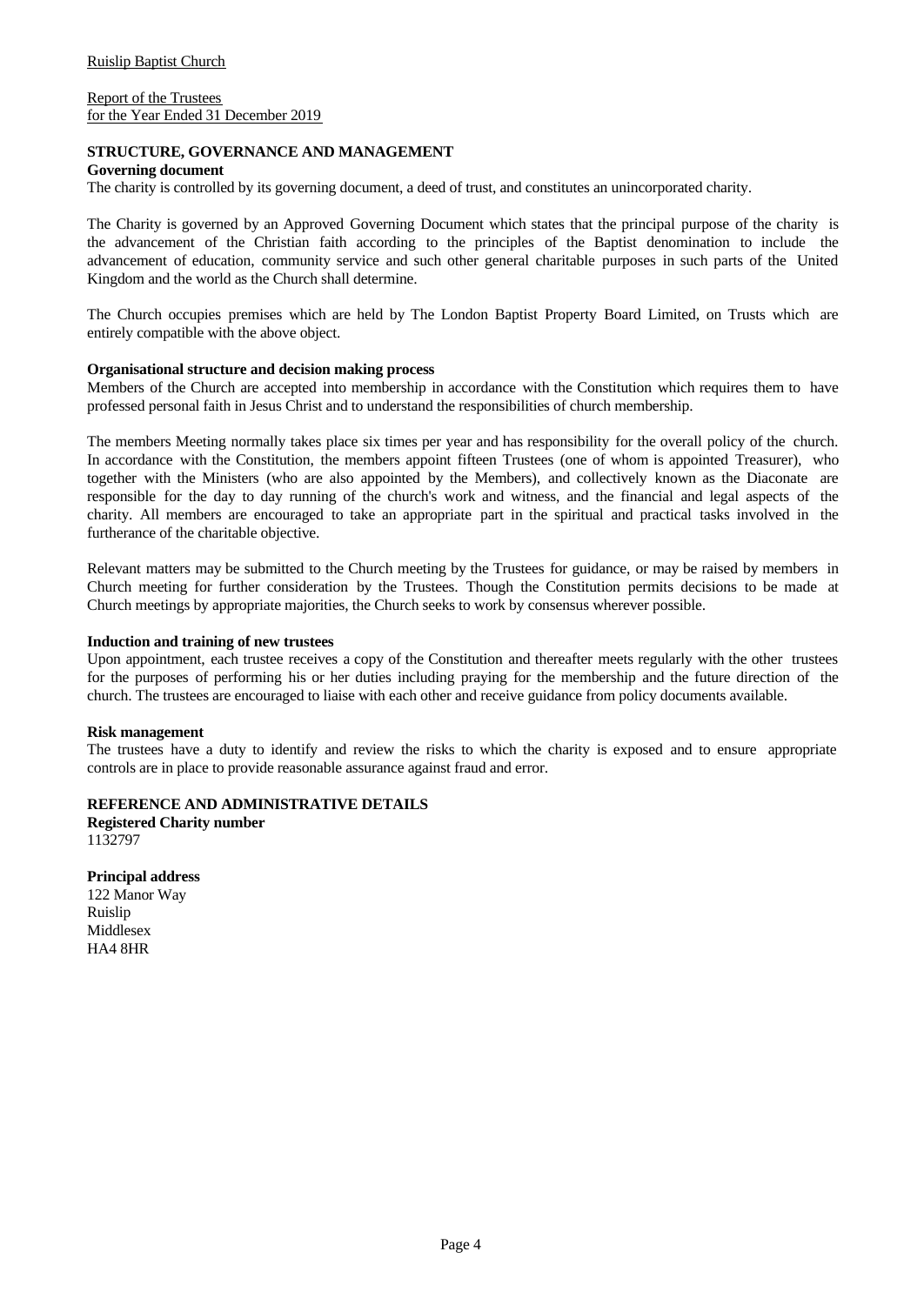Ruislip Baptist Church

Report of the Trustees
for the Year Ended 31 December 2019

## STRUCTURE, GOVERNANCE AND MANAGEMENT

### Governing document

The charity is controlled by its governing document, a deed of trust, and constitutes an unincorporated charity.

The Charity is governed by an Approved Governing Document which states that the principal purpose of the charity is the advancement of the Christian faith according to the principles of the Baptist denomination to include the advancement of education, community service and such other general charitable purposes in such parts of the United Kingdom and the world as the Church shall determine.

The Church occupies premises which are held by The London Baptist Property Board Limited, on Trusts which are entirely compatible with the above object.

### Organisational structure and decision making process

Members of the Church are accepted into membership in accordance with the Constitution which requires them to have professed personal faith in Jesus Christ and to understand the responsibilities of church membership.

The members Meeting normally takes place six times per year and has responsibility for the overall policy of the church. In accordance with the Constitution, the members appoint fifteen Trustees (one of whom is appointed Treasurer), who together with the Ministers (who are also appointed by the Members), and collectively known as the Diaconate are responsible for the day to day running of the church's work and witness, and the financial and legal aspects of the charity. All members are encouraged to take an appropriate part in the spiritual and practical tasks involved in the furtherance of the charitable objective.

Relevant matters may be submitted to the Church meeting by the Trustees for guidance, or may be raised by members in Church meeting for further consideration by the Trustees. Though the Constitution permits decisions to be made at Church meetings by appropriate majorities, the Church seeks to work by consensus wherever possible.

### Induction and training of new trustees

Upon appointment, each trustee receives a copy of the Constitution and thereafter meets regularly with the other trustees for the purposes of performing his or her duties including praying for the membership and the future direction of the church. The trustees are encouraged to liaise with each other and receive guidance from policy documents available.

### Risk management

The trustees have a duty to identify and review the risks to which the charity is exposed and to ensure appropriate controls are in place to provide reasonable assurance against fraud and error.

## REFERENCE AND ADMINISTRATIVE DETAILS

### Registered Charity number

1132797

### Principal address

122 Manor Way
Ruislip
Middlesex
HA4 8HR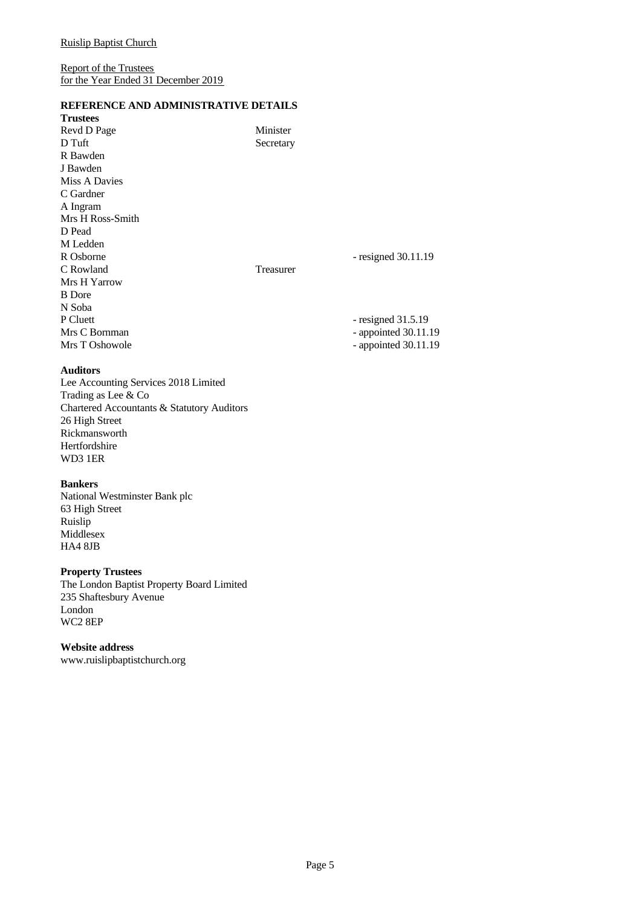Ruislip Baptist Church

Report of the Trustees
for the Year Ended 31 December 2019

## REFERENCE AND ADMINISTRATIVE DETAILS

**Trustees**

| Name | Role | Note |
|---|---|---|
| Revd D Page | Minister | |
| D Tuft | Secretary | |
| R Bawden | | |
| J Bawden | | |
| Miss A Davies | | |
| C Gardner | | |
| A Ingram | | |
| Mrs H Ross-Smith | | |
| D Pead | | |
| M Ledden | | |
| R Osborne | | - resigned 30.11.19 |
| C Rowland | Treasurer | |
| Mrs H Yarrow | | |
| B Dore | | |
| N Soba | | |
| P Cluett | | - resigned 31.5.19 |
| Mrs C Bornman | | - appointed 30.11.19 |
| Mrs T Oshowole | | - appointed 30.11.19 |

**Auditors**

Lee Accounting Services 2018 Limited
Trading as Lee & Co
Chartered Accountants & Statutory Auditors
26 High Street
Rickmansworth
Hertfordshire
WD3 1ER

**Bankers**

National Westminster Bank plc
63 High Street
Ruislip
Middlesex
HA4 8JB

**Property Trustees**

The London Baptist Property Board Limited
235 Shaftesbury Avenue
London
WC2 8EP

**Website address**

www.ruislipbaptistchurch.org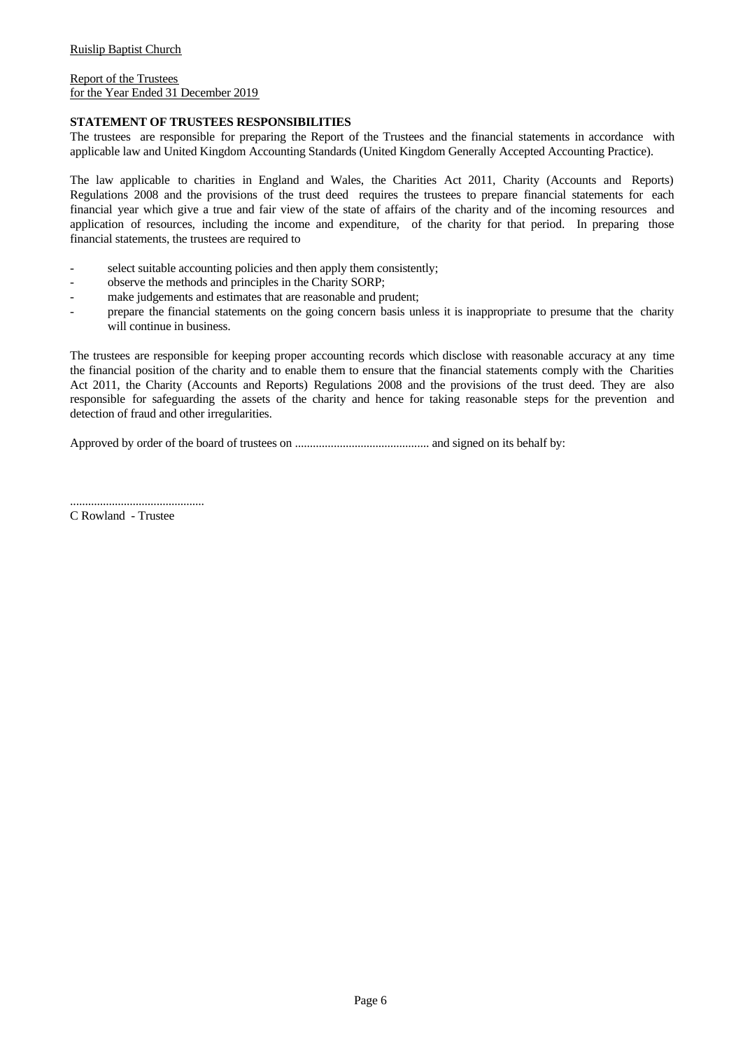Ruislip Baptist Church

Report of the Trustees
for the Year Ended 31 December 2019

**STATEMENT OF TRUSTEES RESPONSIBILITIES**

The trustees are responsible for preparing the Report of the Trustees and the financial statements in accordance with applicable law and United Kingdom Accounting Standards (United Kingdom Generally Accepted Accounting Practice).

The law applicable to charities in England and Wales, the Charities Act 2011, Charity (Accounts and Reports) Regulations 2008 and the provisions of the trust deed requires the trustees to prepare financial statements for each financial year which give a true and fair view of the state of affairs of the charity and of the incoming resources and application of resources, including the income and expenditure, of the charity for that period. In preparing those financial statements, the trustees are required to

- select suitable accounting policies and then apply them consistently;
- observe the methods and principles in the Charity SORP;
- make judgements and estimates that are reasonable and prudent;
- prepare the financial statements on the going concern basis unless it is inappropriate to presume that the charity will continue in business.

The trustees are responsible for keeping proper accounting records which disclose with reasonable accuracy at any time the financial position of the charity and to enable them to ensure that the financial statements comply with the Charities Act 2011, the Charity (Accounts and Reports) Regulations 2008 and the provisions of the trust deed. They are also responsible for safeguarding the assets of the charity and hence for taking reasonable steps for the prevention and detection of fraud and other irregularities.

Approved by order of the board of trustees on ............................................ and signed on its behalf by:

............................................
C Rowland - Trustee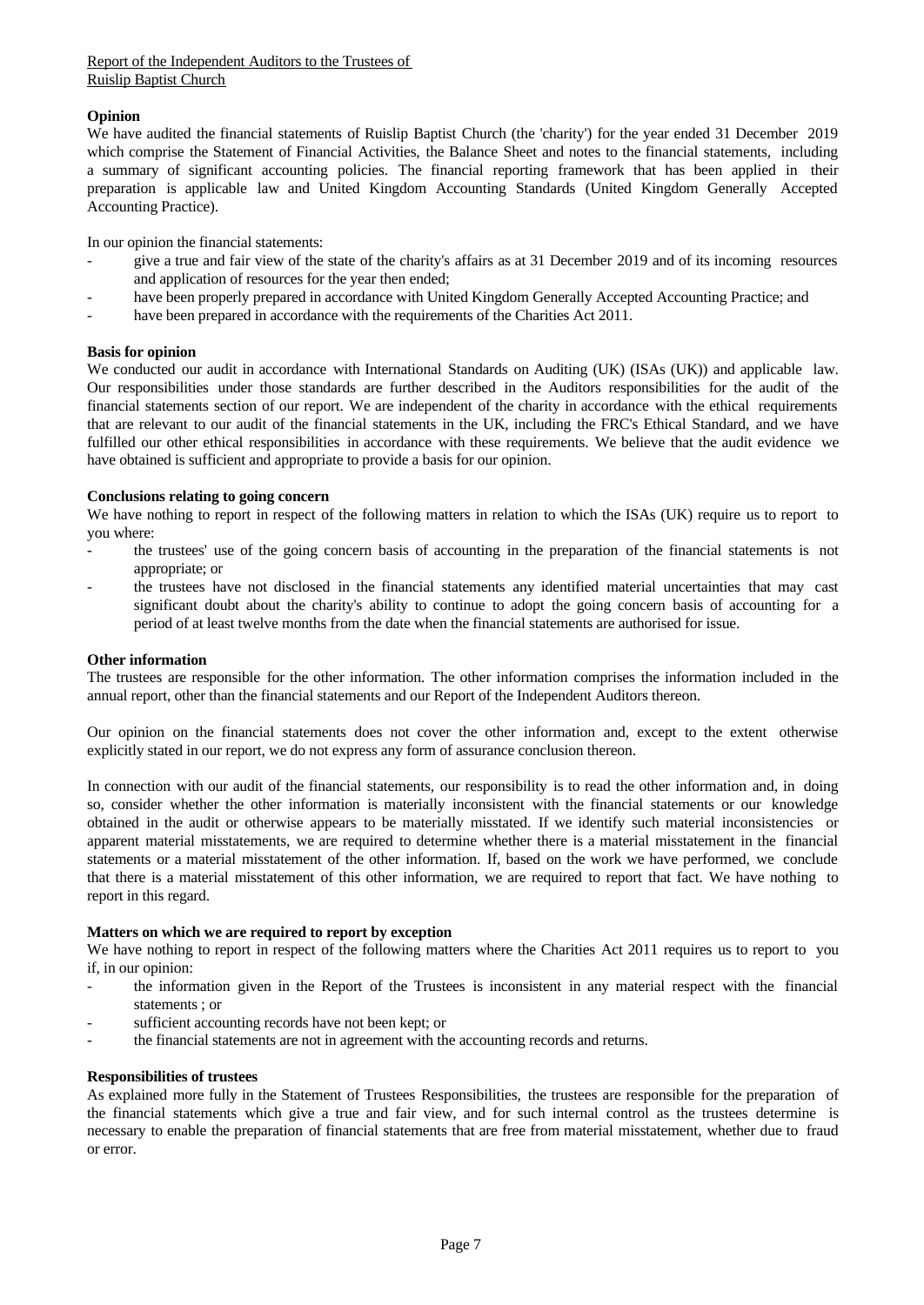Report of the Independent Auditors to the Trustees of
Ruislip Baptist Church

**Opinion**

We have audited the financial statements of Ruislip Baptist Church (the 'charity') for the year ended 31 December 2019 which comprise the Statement of Financial Activities, the Balance Sheet and notes to the financial statements, including a summary of significant accounting policies. The financial reporting framework that has been applied in their preparation is applicable law and United Kingdom Accounting Standards (United Kingdom Generally Accepted Accounting Practice).

In our opinion the financial statements:

- give a true and fair view of the state of the charity's affairs as at 31 December 2019 and of its incoming resources and application of resources for the year then ended;
- have been properly prepared in accordance with United Kingdom Generally Accepted Accounting Practice; and
- have been prepared in accordance with the requirements of the Charities Act 2011.

**Basis for opinion**

We conducted our audit in accordance with International Standards on Auditing (UK) (ISAs (UK)) and applicable law. Our responsibilities under those standards are further described in the Auditors responsibilities for the audit of the financial statements section of our report. We are independent of the charity in accordance with the ethical requirements that are relevant to our audit of the financial statements in the UK, including the FRC's Ethical Standard, and we have fulfilled our other ethical responsibilities in accordance with these requirements. We believe that the audit evidence we have obtained is sufficient and appropriate to provide a basis for our opinion.

**Conclusions relating to going concern**

We have nothing to report in respect of the following matters in relation to which the ISAs (UK) require us to report to you where:

- the trustees' use of the going concern basis of accounting in the preparation of the financial statements is not appropriate; or
- the trustees have not disclosed in the financial statements any identified material uncertainties that may cast significant doubt about the charity's ability to continue to adopt the going concern basis of accounting for a period of at least twelve months from the date when the financial statements are authorised for issue.

**Other information**

The trustees are responsible for the other information. The other information comprises the information included in the annual report, other than the financial statements and our Report of the Independent Auditors thereon.

Our opinion on the financial statements does not cover the other information and, except to the extent otherwise explicitly stated in our report, we do not express any form of assurance conclusion thereon.

In connection with our audit of the financial statements, our responsibility is to read the other information and, in doing so, consider whether the other information is materially inconsistent with the financial statements or our knowledge obtained in the audit or otherwise appears to be materially misstated. If we identify such material inconsistencies or apparent material misstatements, we are required to determine whether there is a material misstatement in the financial statements or a material misstatement of the other information. If, based on the work we have performed, we conclude that there is a material misstatement of this other information, we are required to report that fact. We have nothing to report in this regard.

**Matters on which we are required to report by exception**

We have nothing to report in respect of the following matters where the Charities Act 2011 requires us to report to you if, in our opinion:

- the information given in the Report of the Trustees is inconsistent in any material respect with the financial statements ; or
- sufficient accounting records have not been kept; or
- the financial statements are not in agreement with the accounting records and returns.

**Responsibilities of trustees**

As explained more fully in the Statement of Trustees Responsibilities, the trustees are responsible for the preparation of the financial statements which give a true and fair view, and for such internal control as the trustees determine is necessary to enable the preparation of financial statements that are free from material misstatement, whether due to fraud or error.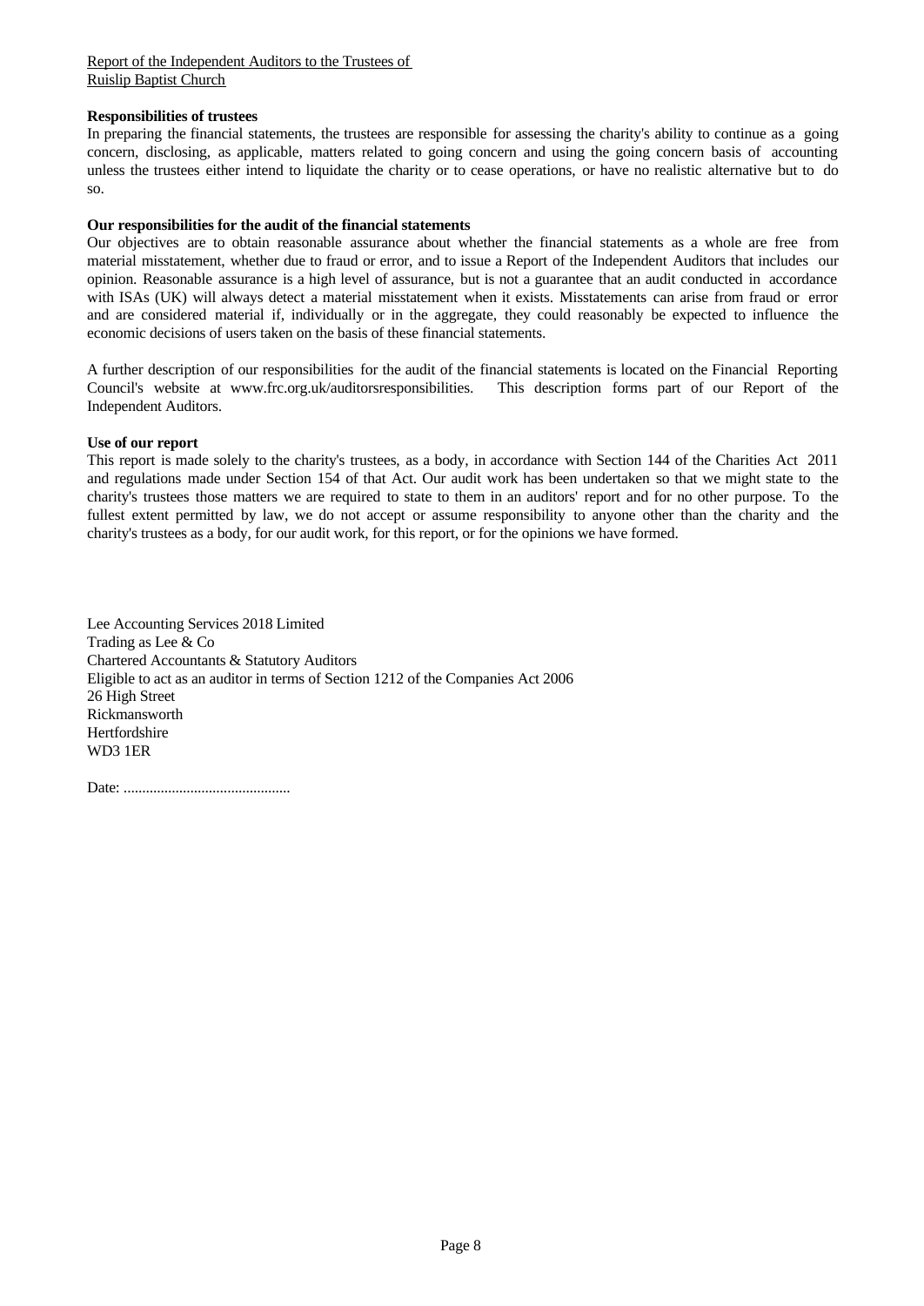Report of the Independent Auditors to the Trustees of
Ruislip Baptist Church

**Responsibilities of trustees**

In preparing the financial statements, the trustees are responsible for assessing the charity's ability to continue as a going concern, disclosing, as applicable, matters related to going concern and using the going concern basis of accounting unless the trustees either intend to liquidate the charity or to cease operations, or have no realistic alternative but to do so.

**Our responsibilities for the audit of the financial statements**

Our objectives are to obtain reasonable assurance about whether the financial statements as a whole are free from material misstatement, whether due to fraud or error, and to issue a Report of the Independent Auditors that includes our opinion. Reasonable assurance is a high level of assurance, but is not a guarantee that an audit conducted in accordance with ISAs (UK) will always detect a material misstatement when it exists. Misstatements can arise from fraud or error and are considered material if, individually or in the aggregate, they could reasonably be expected to influence the economic decisions of users taken on the basis of these financial statements.

A further description of our responsibilities for the audit of the financial statements is located on the Financial Reporting Council's website at www.frc.org.uk/auditorsresponsibilities. This description forms part of our Report of the Independent Auditors.

**Use of our report**

This report is made solely to the charity's trustees, as a body, in accordance with Section 144 of the Charities Act 2011 and regulations made under Section 154 of that Act. Our audit work has been undertaken so that we might state to the charity's trustees those matters we are required to state to them in an auditors' report and for no other purpose. To the fullest extent permitted by law, we do not accept or assume responsibility to anyone other than the charity and the charity's trustees as a body, for our audit work, for this report, or for the opinions we have formed.

Lee Accounting Services 2018 Limited
Trading as Lee & Co
Chartered Accountants & Statutory Auditors
Eligible to act as an auditor in terms of Section 1212 of the Companies Act 2006
26 High Street
Rickmansworth
Hertfordshire
WD3 1ER

Date: .............................................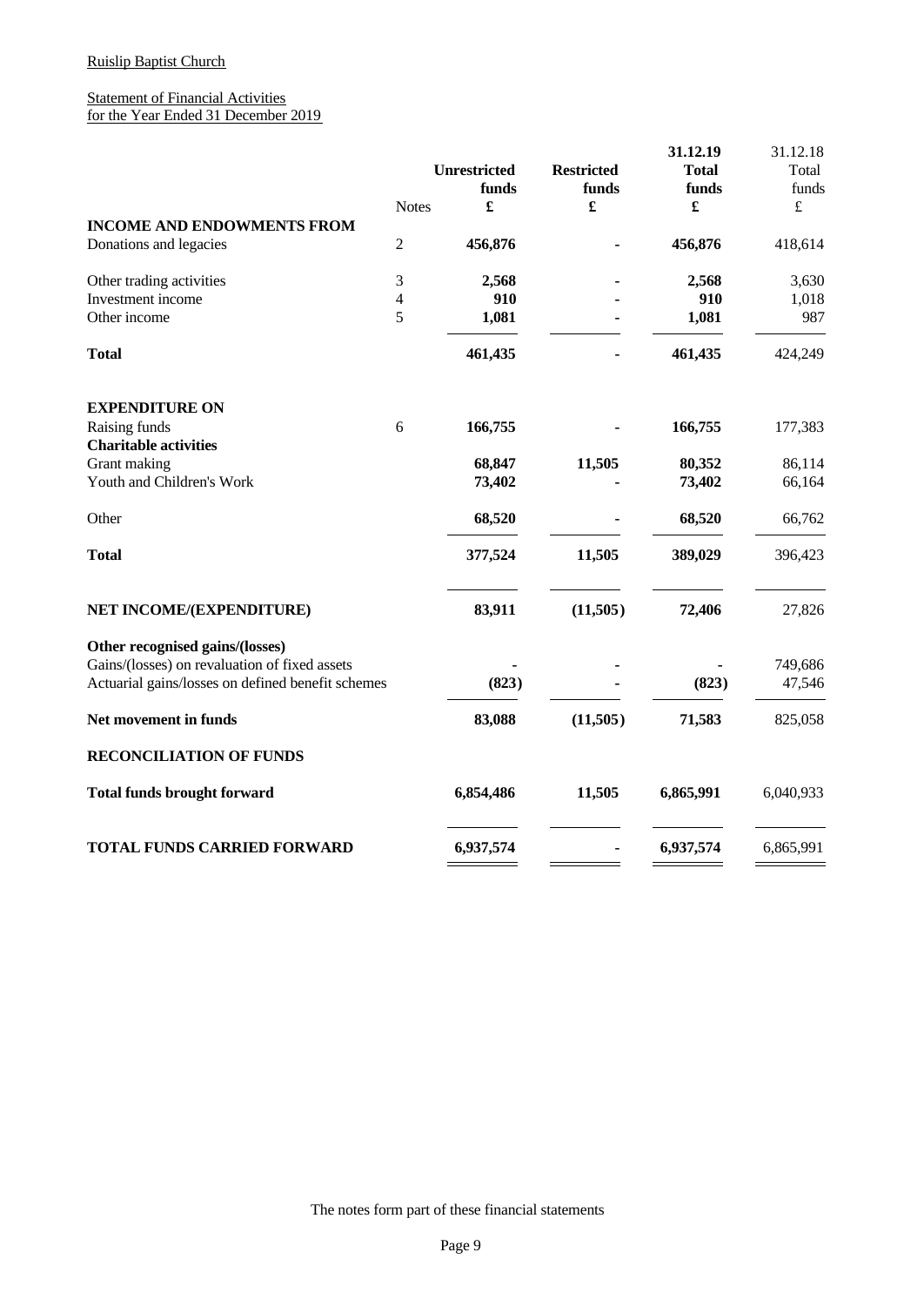Ruislip Baptist Church

Statement of Financial Activities
for the Year Ended 31 December 2019

| | Notes | Unrestricted funds £ | Restricted funds £ | 31.12.19 Total funds £ | 31.12.18 Total funds £ |
|---|---|---|---|---|---|
| **INCOME AND ENDOWMENTS FROM** | | | | | |
| Donations and legacies | 2 | **456,876** | **-** | **456,876** | 418,614 |
| Other trading activities | 3 | **2,568** | **-** | **2,568** | 3,630 |
| Investment income | 4 | **910** | **-** | **910** | 1,018 |
| Other income | 5 | **1,081** | **-** | **1,081** | 987 |
| **Total** | | **461,435** | **-** | **461,435** | 424,249 |
| **EXPENDITURE ON** | | | | | |
| Raising funds | 6 | **166,755** | **-** | **166,755** | 177,383 |
| **Charitable activities** | | | | | |
| Grant making | | **68,847** | **11,505** | **80,352** | 86,114 |
| Youth and Children's Work | | **73,402** | **-** | **73,402** | 66,164 |
| Other | | **68,520** | **-** | **68,520** | 66,762 |
| **Total** | | **377,524** | **11,505** | **389,029** | 396,423 |
| **NET INCOME/(EXPENDITURE)** | | **83,911** | **(11,505)** | **72,406** | 27,826 |
| **Other recognised gains/(losses)** | | | | | |
| Gains/(losses) on revaluation of fixed assets | | **-** | **-** | **-** | 749,686 |
| Actuarial gains/losses on defined benefit schemes | | **(823)** | **-** | **(823)** | 47,546 |
| **Net movement in funds** | | **83,088** | **(11,505)** | **71,583** | 825,058 |
| **RECONCILIATION OF FUNDS** | | | | | |
| **Total funds brought forward** | | **6,854,486** | **11,505** | **6,865,991** | 6,040,933 |
| **TOTAL FUNDS CARRIED FORWARD** | | **6,937,574** | **-** | **6,937,574** | 6,865,991 |

The notes form part of these financial statements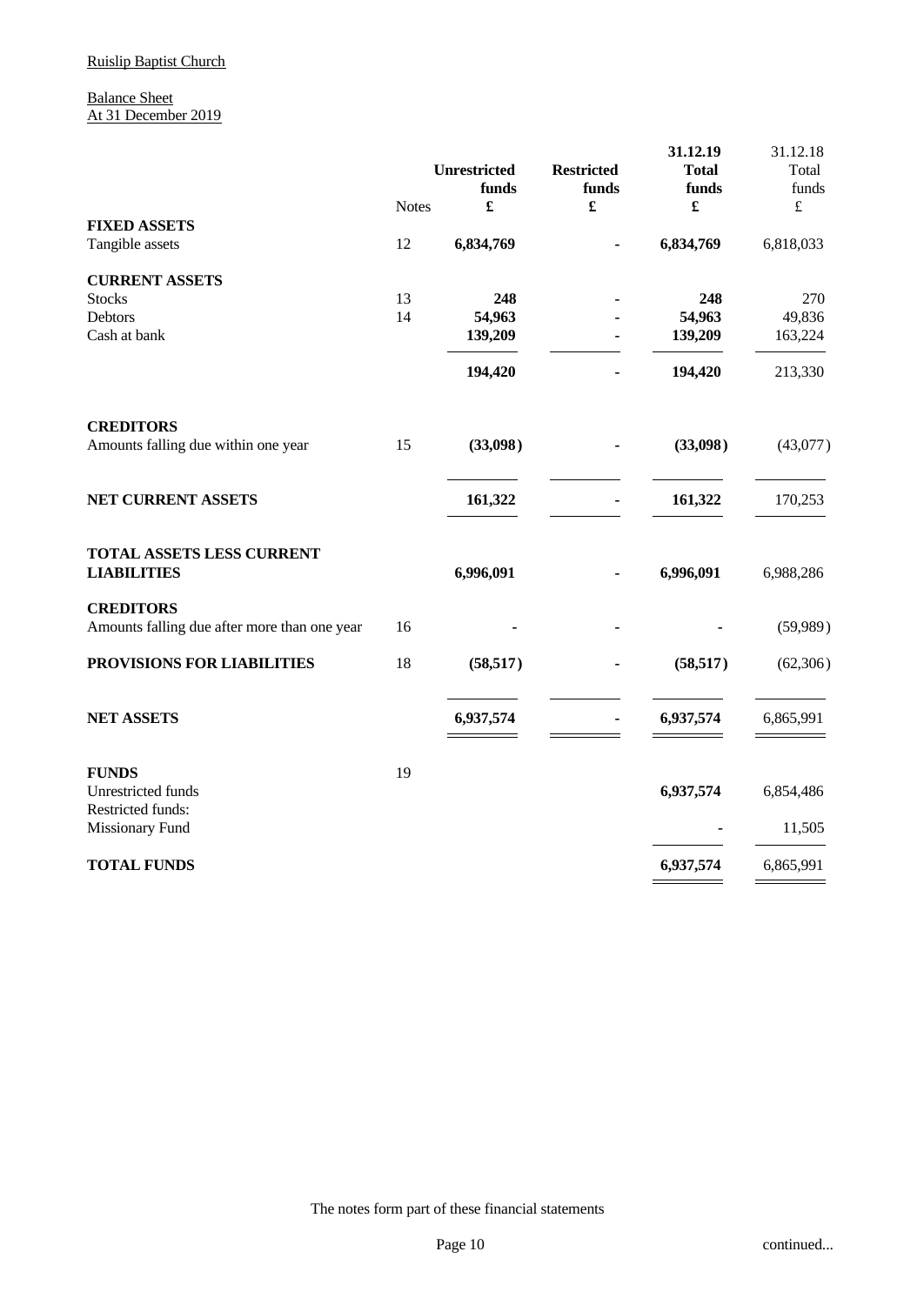Ruislip Baptist Church

Balance Sheet
At 31 December 2019

| | Notes | Unrestricted funds £ | Restricted funds £ | 31.12.19 Total funds £ | 31.12.18 Total funds £ |
|---|---|---|---|---|---|
| **FIXED ASSETS** | | | | | |
| Tangible assets | 12 | **6,834,769** | **-** | **6,834,769** | 6,818,033 |
| **CURRENT ASSETS** | | | | | |
| Stocks | 13 | **248** | **-** | **248** | 270 |
| Debtors | 14 | **54,963** | **-** | **54,963** | 49,836 |
| Cash at bank | | **139,209** | **-** | **139,209** | 163,224 |
| | | **194,420** | **-** | **194,420** | 213,330 |
| **CREDITORS** | | | | | |
| Amounts falling due within one year | 15 | **(33,098)** | **-** | **(33,098)** | (43,077) |
| **NET CURRENT ASSETS** | | **161,322** | **-** | **161,322** | 170,253 |
| **TOTAL ASSETS LESS CURRENT LIABILITIES** | | **6,996,091** | **-** | **6,996,091** | 6,988,286 |
| **CREDITORS** | | | | | |
| Amounts falling due after more than one year | 16 | **-** | **-** | **-** | (59,989) |
| **PROVISIONS FOR LIABILITIES** | 18 | **(58,517)** | **-** | **(58,517)** | (62,306) |
| **NET ASSETS** | | **6,937,574** | **-** | **6,937,574** | 6,865,991 |
| **FUNDS** | 19 | | | | |
| Unrestricted funds | | | | **6,937,574** | 6,854,486 |
| Restricted funds: | | | | | |
| Missionary Fund | | | | - | 11,505 |
| **TOTAL FUNDS** | | | | **6,937,574** | 6,865,991 |

The notes form part of these financial statements

continued...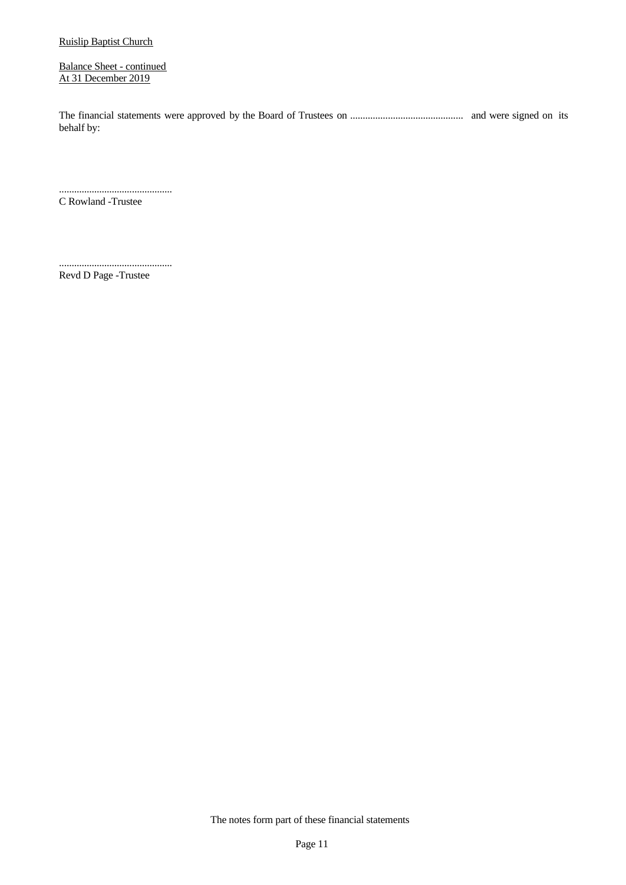Ruislip Baptist Church

Balance Sheet - continued
At 31 December 2019

The financial statements were approved by the Board of Trustees on ............................................. and were signed on its behalf by:

.............................................
C Rowland -Trustee

.............................................
Revd D Page -Trustee

The notes form part of these financial statements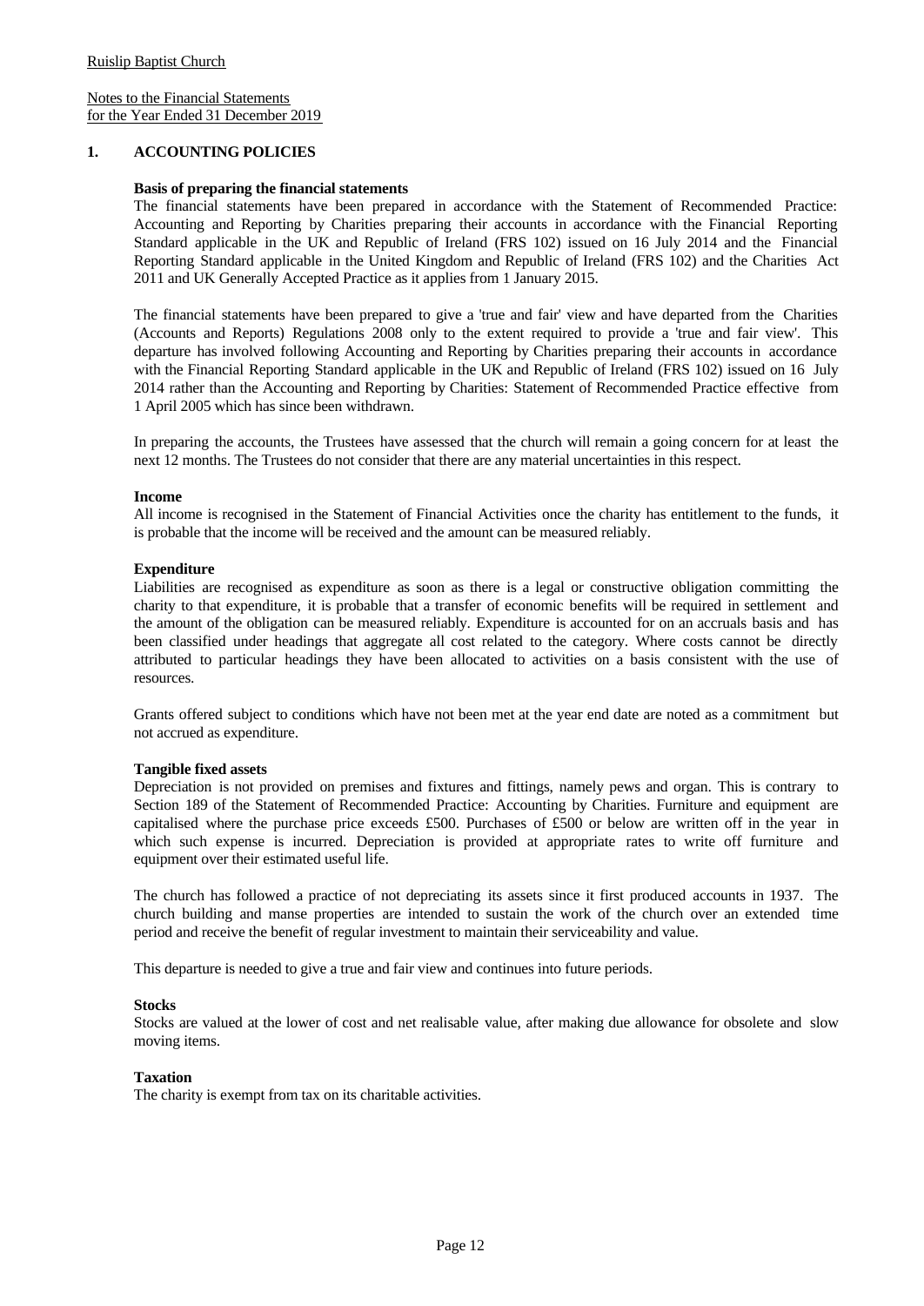Ruislip Baptist Church

Notes to the Financial Statements
for the Year Ended 31 December 2019

## 1. ACCOUNTING POLICIES

**Basis of preparing the financial statements**

The financial statements have been prepared in accordance with the Statement of Recommended Practice: Accounting and Reporting by Charities preparing their accounts in accordance with the Financial Reporting Standard applicable in the UK and Republic of Ireland (FRS 102) issued on 16 July 2014 and the Financial Reporting Standard applicable in the United Kingdom and Republic of Ireland (FRS 102) and the Charities Act 2011 and UK Generally Accepted Practice as it applies from 1 January 2015.

The financial statements have been prepared to give a 'true and fair' view and have departed from the Charities (Accounts and Reports) Regulations 2008 only to the extent required to provide a 'true and fair view'. This departure has involved following Accounting and Reporting by Charities preparing their accounts in accordance with the Financial Reporting Standard applicable in the UK and Republic of Ireland (FRS 102) issued on 16 July 2014 rather than the Accounting and Reporting by Charities: Statement of Recommended Practice effective from 1 April 2005 which has since been withdrawn.

In preparing the accounts, the Trustees have assessed that the church will remain a going concern for at least the next 12 months. The Trustees do not consider that there are any material uncertainties in this respect.

**Income**

All income is recognised in the Statement of Financial Activities once the charity has entitlement to the funds, it is probable that the income will be received and the amount can be measured reliably.

**Expenditure**

Liabilities are recognised as expenditure as soon as there is a legal or constructive obligation committing the charity to that expenditure, it is probable that a transfer of economic benefits will be required in settlement and the amount of the obligation can be measured reliably. Expenditure is accounted for on an accruals basis and has been classified under headings that aggregate all cost related to the category. Where costs cannot be directly attributed to particular headings they have been allocated to activities on a basis consistent with the use of resources.

Grants offered subject to conditions which have not been met at the year end date are noted as a commitment but not accrued as expenditure.

**Tangible fixed assets**

Depreciation is not provided on premises and fixtures and fittings, namely pews and organ. This is contrary to Section 189 of the Statement of Recommended Practice: Accounting by Charities. Furniture and equipment are capitalised where the purchase price exceeds £500. Purchases of £500 or below are written off in the year in which such expense is incurred. Depreciation is provided at appropriate rates to write off furniture and equipment over their estimated useful life.

The church has followed a practice of not depreciating its assets since it first produced accounts in 1937. The church building and manse properties are intended to sustain the work of the church over an extended time period and receive the benefit of regular investment to maintain their serviceability and value.

This departure is needed to give a true and fair view and continues into future periods.

**Stocks**

Stocks are valued at the lower of cost and net realisable value, after making due allowance for obsolete and slow moving items.

**Taxation**

The charity is exempt from tax on its charitable activities.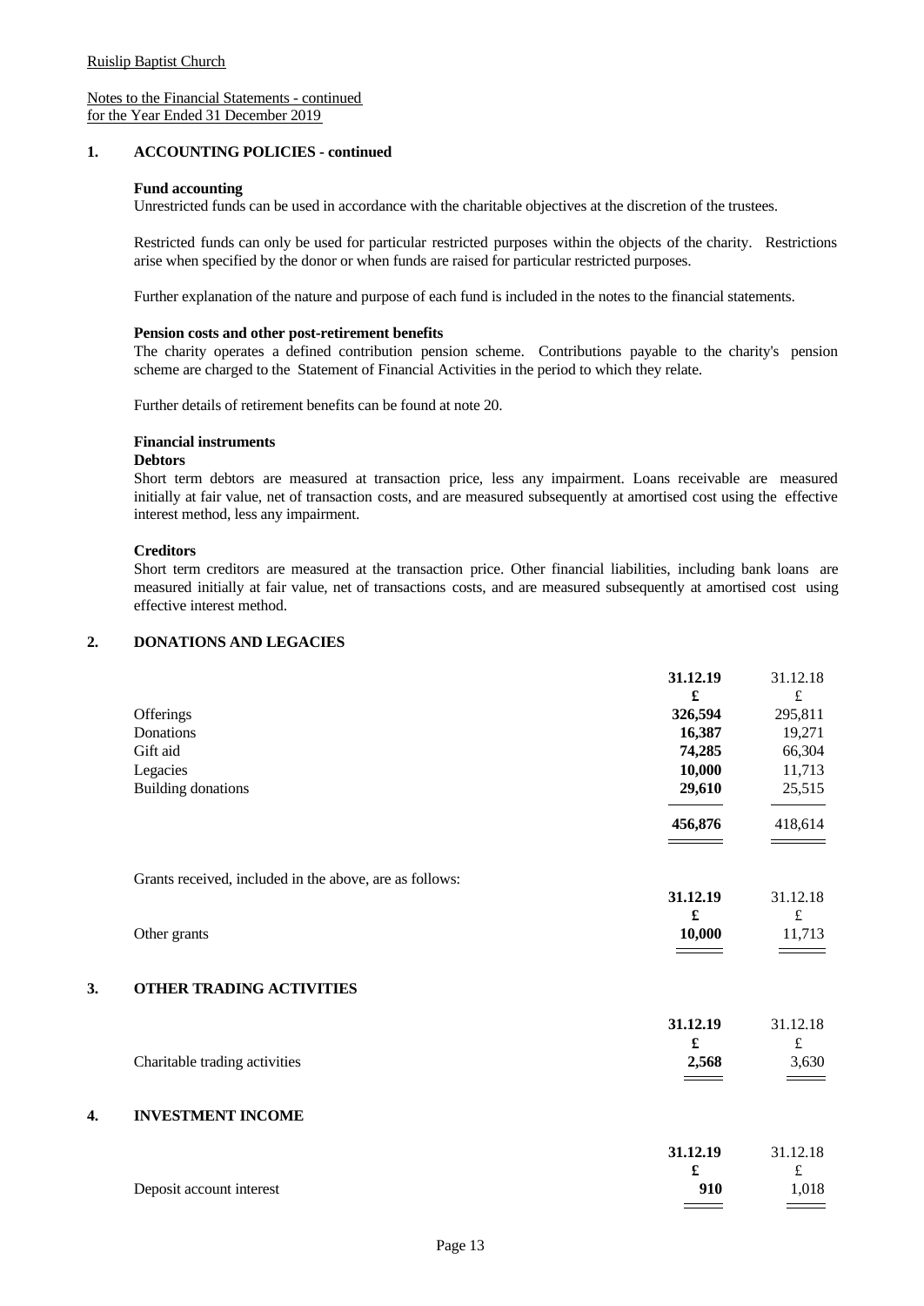Ruislip Baptist Church

Notes to the Financial Statements - continued
for the Year Ended 31 December 2019

## 1. ACCOUNTING POLICIES - continued

**Fund accounting**

Unrestricted funds can be used in accordance with the charitable objectives at the discretion of the trustees.

Restricted funds can only be used for particular restricted purposes within the objects of the charity. Restrictions arise when specified by the donor or when funds are raised for particular restricted purposes.

Further explanation of the nature and purpose of each fund is included in the notes to the financial statements.

**Pension costs and other post-retirement benefits**

The charity operates a defined contribution pension scheme. Contributions payable to the charity's pension scheme are charged to the Statement of Financial Activities in the period to which they relate.

Further details of retirement benefits can be found at note 20.

**Financial instruments**

**Debtors**

Short term debtors are measured at transaction price, less any impairment. Loans receivable are measured initially at fair value, net of transaction costs, and are measured subsequently at amortised cost using the effective interest method, less any impairment.

**Creditors**

Short term creditors are measured at the transaction price. Other financial liabilities, including bank loans are measured initially at fair value, net of transactions costs, and are measured subsequently at amortised cost using effective interest method.

## 2. DONATIONS AND LEGACIES

| | 31.12.19 | 31.12.18 |
|---|---|---|
| | £ | £ |
| Offerings | 326,594 | 295,811 |
| Donations | 16,387 | 19,271 |
| Gift aid | 74,285 | 66,304 |
| Legacies | 10,000 | 11,713 |
| Building donations | 29,610 | 25,515 |
| | 456,876 | 418,614 |

Grants received, included in the above, are as follows:

| | 31.12.19 | 31.12.18 |
|---|---|---|
| | £ | £ |
| Other grants | 10,000 | 11,713 |

## 3. OTHER TRADING ACTIVITIES

| | 31.12.19 | 31.12.18 |
|---|---|---|
| | £ | £ |
| Charitable trading activities | 2,568 | 3,630 |

## 4. INVESTMENT INCOME

| | 31.12.19 | 31.12.18 |
|---|---|---|
| | £ | £ |
| Deposit account interest | 910 | 1,018 |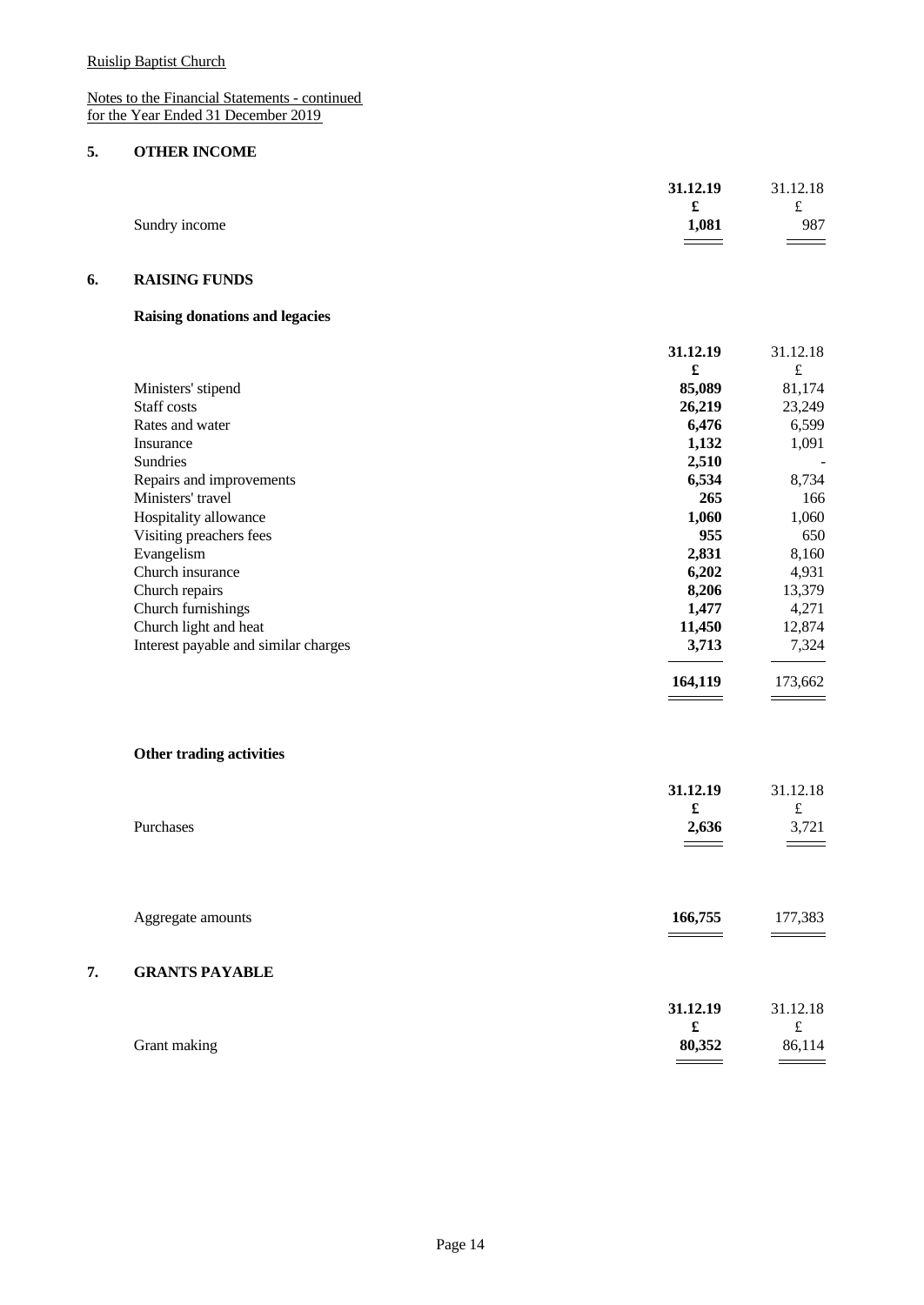Ruislip Baptist Church

Notes to the Financial Statements - continued
for the Year Ended 31 December 2019

## 5. OTHER INCOME

| | 31.12.19 | 31.12.18 |
|---|---|---|
| | £ | £ |
| Sundry income | 1,081 | 987 |

## 6. RAISING FUNDS

### Raising donations and legacies

| | 31.12.19 | 31.12.18 |
|---|---|---|
| | £ | £ |
| Ministers' stipend | 85,089 | 81,174 |
| Staff costs | 26,219 | 23,249 |
| Rates and water | 6,476 | 6,599 |
| Insurance | 1,132 | 1,091 |
| Sundries | 2,510 | - |
| Repairs and improvements | 6,534 | 8,734 |
| Ministers' travel | 265 | 166 |
| Hospitality allowance | 1,060 | 1,060 |
| Visiting preachers fees | 955 | 650 |
| Evangelism | 2,831 | 8,160 |
| Church insurance | 6,202 | 4,931 |
| Church repairs | 8,206 | 13,379 |
| Church furnishings | 1,477 | 4,271 |
| Church light and heat | 11,450 | 12,874 |
| Interest payable and similar charges | 3,713 | 7,324 |
| | 164,119 | 173,662 |

### Other trading activities

| | 31.12.19 | 31.12.18 |
|---|---|---|
| | £ | £ |
| Purchases | 2,636 | 3,721 |

| | 31.12.19 | 31.12.18 |
|---|---|---|
| Aggregate amounts | 166,755 | 177,383 |

## 7. GRANTS PAYABLE

| | 31.12.19 | 31.12.18 |
|---|---|---|
| | £ | £ |
| Grant making | 80,352 | 86,114 |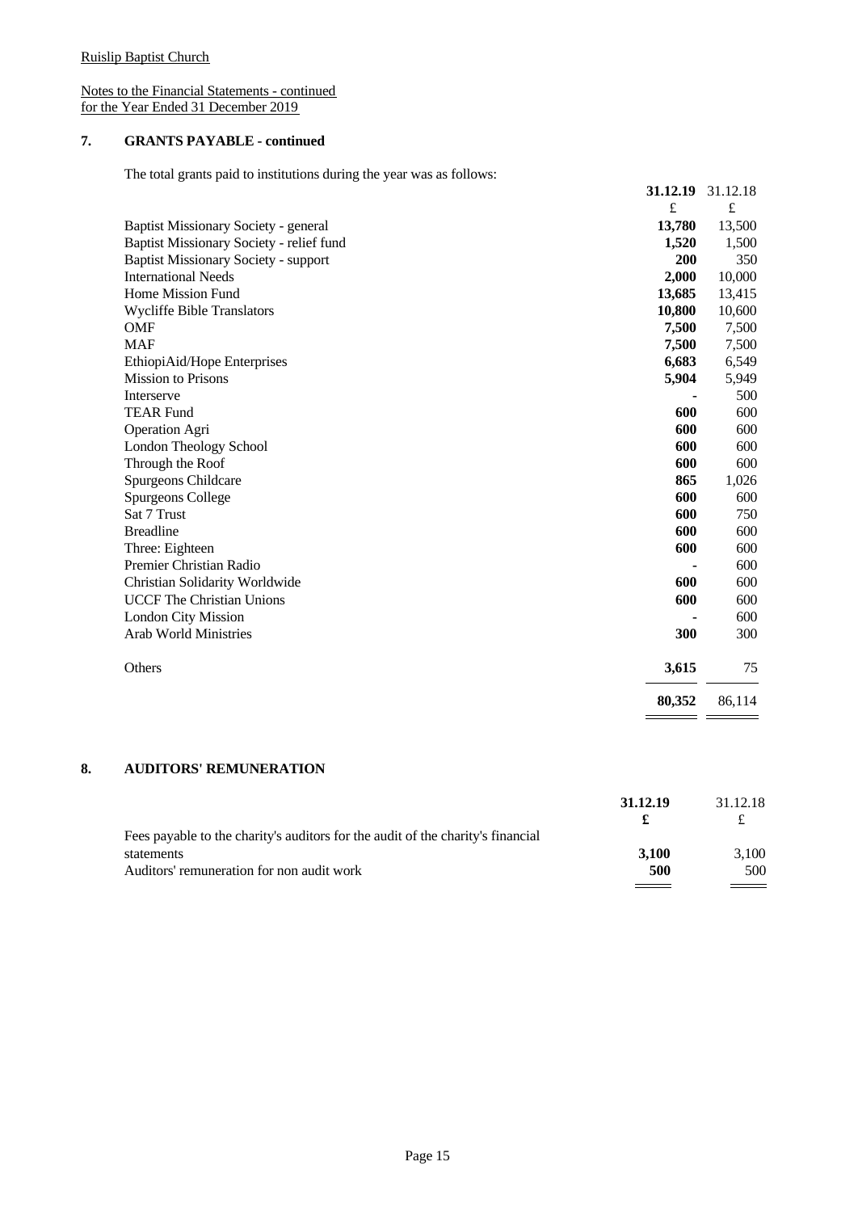Ruislip Baptist Church

Notes to the Financial Statements - continued
for the Year Ended 31 December 2019

## 7. GRANTS PAYABLE - continued

The total grants paid to institutions during the year was as follows:

| | **31.12.19** | 31.12.18 |
|---|---|---|
| | **£** | £ |
| Baptist Missionary Society - general | **13,780** | 13,500 |
| Baptist Missionary Society - relief fund | **1,520** | 1,500 |
| Baptist Missionary Society - support | **200** | 350 |
| International Needs | **2,000** | 10,000 |
| Home Mission Fund | **13,685** | 13,415 |
| Wycliffe Bible Translators | **10,800** | 10,600 |
| OMF | **7,500** | 7,500 |
| MAF | **7,500** | 7,500 |
| EthiopiAid/Hope Enterprises | **6,683** | 6,549 |
| Mission to Prisons | **5,904** | 5,949 |
| Interserve | **-** | 500 |
| TEAR Fund | **600** | 600 |
| Operation Agri | **600** | 600 |
| London Theology School | **600** | 600 |
| Through the Roof | **600** | 600 |
| Spurgeons Childcare | **865** | 1,026 |
| Spurgeons College | **600** | 600 |
| Sat 7 Trust | **600** | 750 |
| Breadline | **600** | 600 |
| Three: Eighteen | **600** | 600 |
| Premier Christian Radio | **-** | 600 |
| Christian Solidarity Worldwide | **600** | 600 |
| UCCF The Christian Unions | **600** | 600 |
| London City Mission | **-** | 600 |
| Arab World Ministries | **300** | 300 |
| Others | **3,615** | 75 |
| | **80,352** | 86,114 |

## 8. AUDITORS' REMUNERATION

| | **31.12.19** | 31.12.18 |
|---|---|---|
| | **£** | £ |
| Fees payable to the charity's auditors for the audit of the charity's financial statements | **3,100** | 3,100 |
| Auditors' remuneration for non audit work | **500** | 500 |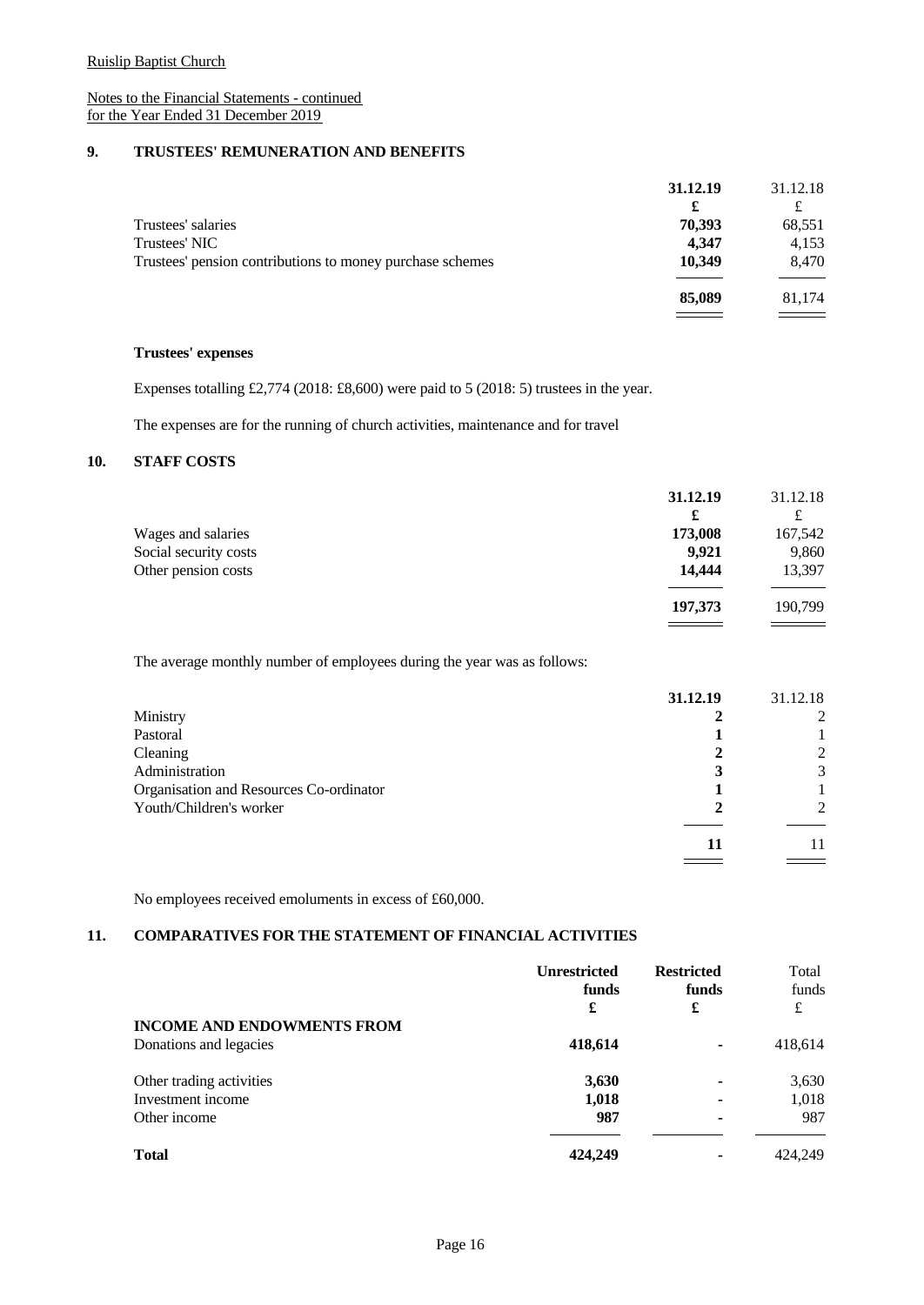Ruislip Baptist Church

Notes to the Financial Statements - continued
for the Year Ended 31 December 2019

## 9. TRUSTEES' REMUNERATION AND BENEFITS

| | 31.12.19 | 31.12.18 |
|---|---|---|
| | £ | £ |
| Trustees' salaries | 70,393 | 68,551 |
| Trustees' NIC | 4,347 | 4,153 |
| Trustees' pension contributions to money purchase schemes | 10,349 | 8,470 |
| | 85,089 | 81,174 |

### Trustees' expenses

Expenses totalling £2,774 (2018: £8,600) were paid to 5 (2018: 5) trustees in the year.

The expenses are for the running of church activities, maintenance and for travel

## 10. STAFF COSTS

| | 31.12.19 | 31.12.18 |
|---|---|---|
| | £ | £ |
| Wages and salaries | 173,008 | 167,542 |
| Social security costs | 9,921 | 9,860 |
| Other pension costs | 14,444 | 13,397 |
| | 197,373 | 190,799 |

The average monthly number of employees during the year was as follows:

| | 31.12.19 | 31.12.18 |
|---|---|---|
| Ministry | 2 | 2 |
| Pastoral | 1 | 1 |
| Cleaning | 2 | 2 |
| Administration | 3 | 3 |
| Organisation and Resources Co-ordinator | 1 | 1 |
| Youth/Children's worker | 2 | 2 |
| | 11 | 11 |

No employees received emoluments in excess of £60,000.

## 11. COMPARATIVES FOR THE STATEMENT OF FINANCIAL ACTIVITIES

| | Unrestricted funds | Restricted funds | Total funds |
|---|---|---|---|
| | £ | £ | £ |
| **INCOME AND ENDOWMENTS FROM** | | | |
| Donations and legacies | 418,614 | - | 418,614 |
| Other trading activities | 3,630 | - | 3,630 |
| Investment income | 1,018 | - | 1,018 |
| Other income | 987 | - | 987 |
| **Total** | 424,249 | - | 424,249 |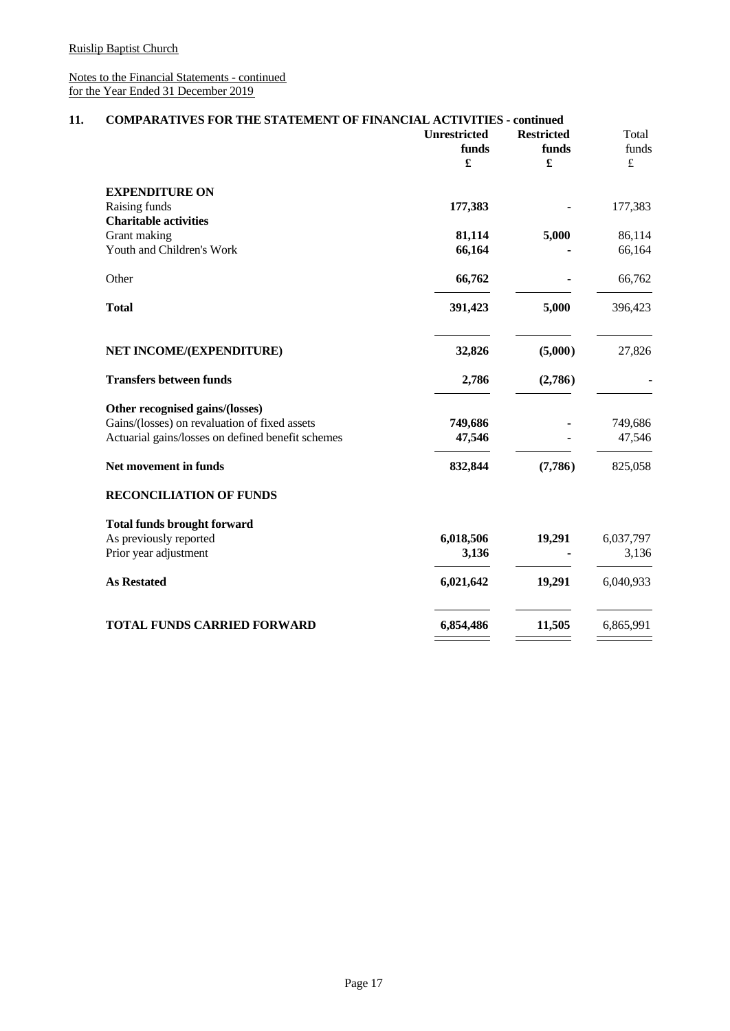Ruislip Baptist Church

Notes to the Financial Statements - continued
for the Year Ended 31 December 2019

## 11. COMPARATIVES FOR THE STATEMENT OF FINANCIAL ACTIVITIES - continued

| | Unrestricted funds £ | Restricted funds £ | Total funds £ |
|---|---|---|---|
| **EXPENDITURE ON** | | | |
| Raising funds | 177,383 | - | 177,383 |
| **Charitable activities** | | | |
| Grant making | 81,114 | 5,000 | 86,114 |
| Youth and Children's Work | 66,164 | - | 66,164 |
| Other | 66,762 | - | 66,762 |
| **Total** | 391,423 | 5,000 | 396,423 |
| **NET INCOME/(EXPENDITURE)** | 32,826 | (5,000) | 27,826 |
| **Transfers between funds** | 2,786 | (2,786) | - |
| **Other recognised gains/(losses)** | | | |
| Gains/(losses) on revaluation of fixed assets | 749,686 | - | 749,686 |
| Actuarial gains/losses on defined benefit schemes | 47,546 | - | 47,546 |
| **Net movement in funds** | 832,844 | (7,786) | 825,058 |
| **RECONCILIATION OF FUNDS** | | | |
| **Total funds brought forward** | | | |
| As previously reported | 6,018,506 | 19,291 | 6,037,797 |
| Prior year adjustment | 3,136 | - | 3,136 |
| **As Restated** | 6,021,642 | 19,291 | 6,040,933 |
| **TOTAL FUNDS CARRIED FORWARD** | 6,854,486 | 11,505 | 6,865,991 |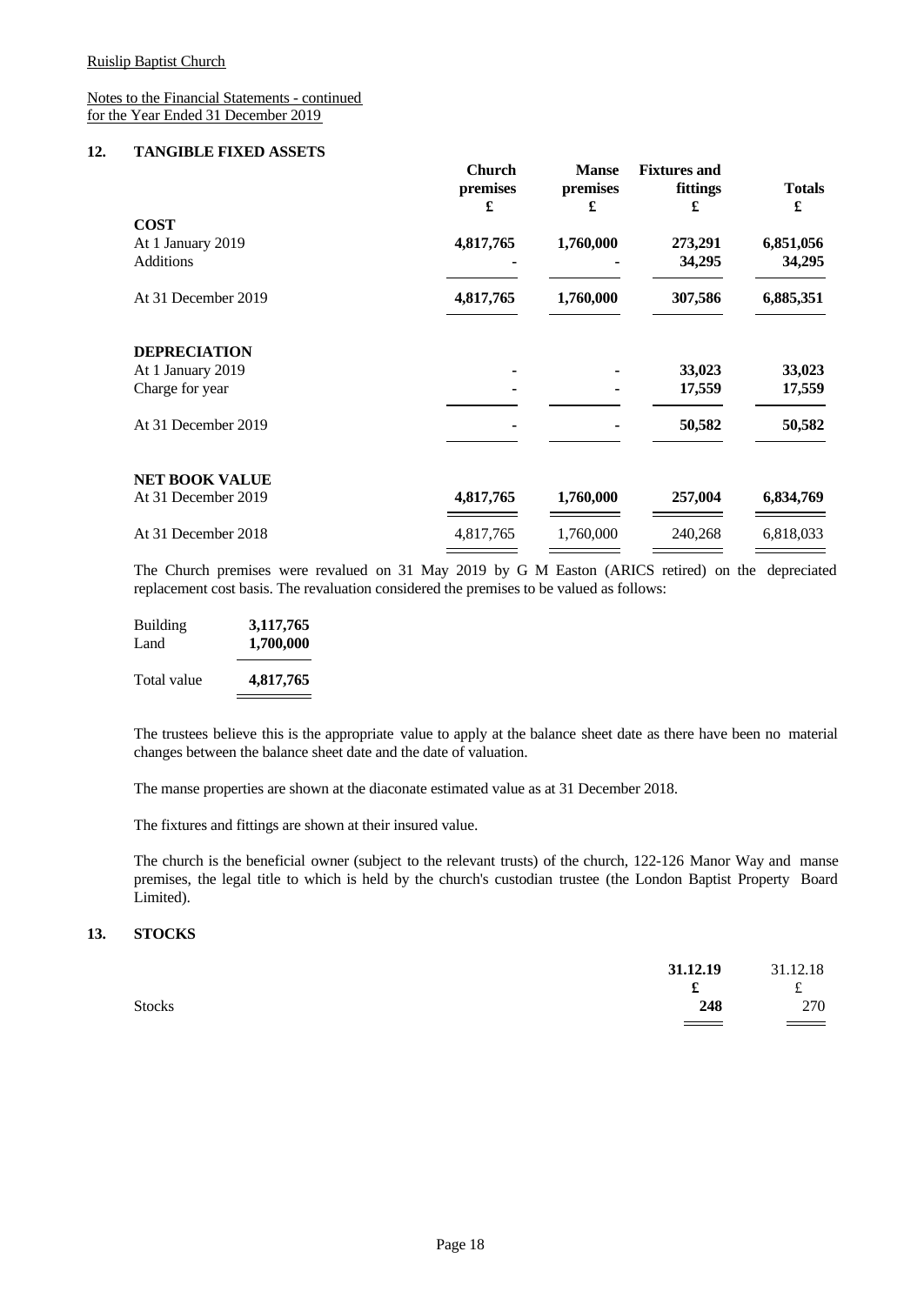Notes to the Financial Statements - continued
for the Year Ended 31 December 2019

## 12. TANGIBLE FIXED ASSETS

| | Church premises £ | Manse premises £ | Fixtures and fittings £ | Totals £ |
|---|---|---|---|---|
| **COST** | | | | |
| At 1 January 2019 | **4,817,765** | **1,760,000** | **273,291** | **6,851,056** |
| Additions | **-** | **-** | **34,295** | **34,295** |
| At 31 December 2019 | **4,817,765** | **1,760,000** | **307,586** | **6,885,351** |
| **DEPRECIATION** | | | | |
| At 1 January 2019 | **-** | **-** | **33,023** | **33,023** |
| Charge for year | **-** | **-** | **17,559** | **17,559** |
| At 31 December 2019 | **-** | **-** | **50,582** | **50,582** |
| **NET BOOK VALUE** | | | | |
| At 31 December 2019 | **4,817,765** | **1,760,000** | **257,004** | **6,834,769** |
| At 31 December 2018 | 4,817,765 | 1,760,000 | 240,268 | 6,818,033 |

The Church premises were revalued on 31 May 2019 by G M Easton (ARICS retired) on the depreciated replacement cost basis. The revaluation considered the premises to be valued as follows:

| | |
|---|---|
| Building | **3,117,765** |
| Land | **1,700,000** |
| Total value | **4,817,765** |

The trustees believe this is the appropriate value to apply at the balance sheet date as there have been no material changes between the balance sheet date and the date of valuation.

The manse properties are shown at the diaconate estimated value as at 31 December 2018.

The fixtures and fittings are shown at their insured value.

The church is the beneficial owner (subject to the relevant trusts) of the church, 122-126 Manor Way and manse premises, the legal title to which is held by the church's custodian trustee (the London Baptist Property Board Limited).

## 13. STOCKS

| | 31.12.19 £ | 31.12.18 £ |
|---|---|---|
| Stocks | **248** | 270 |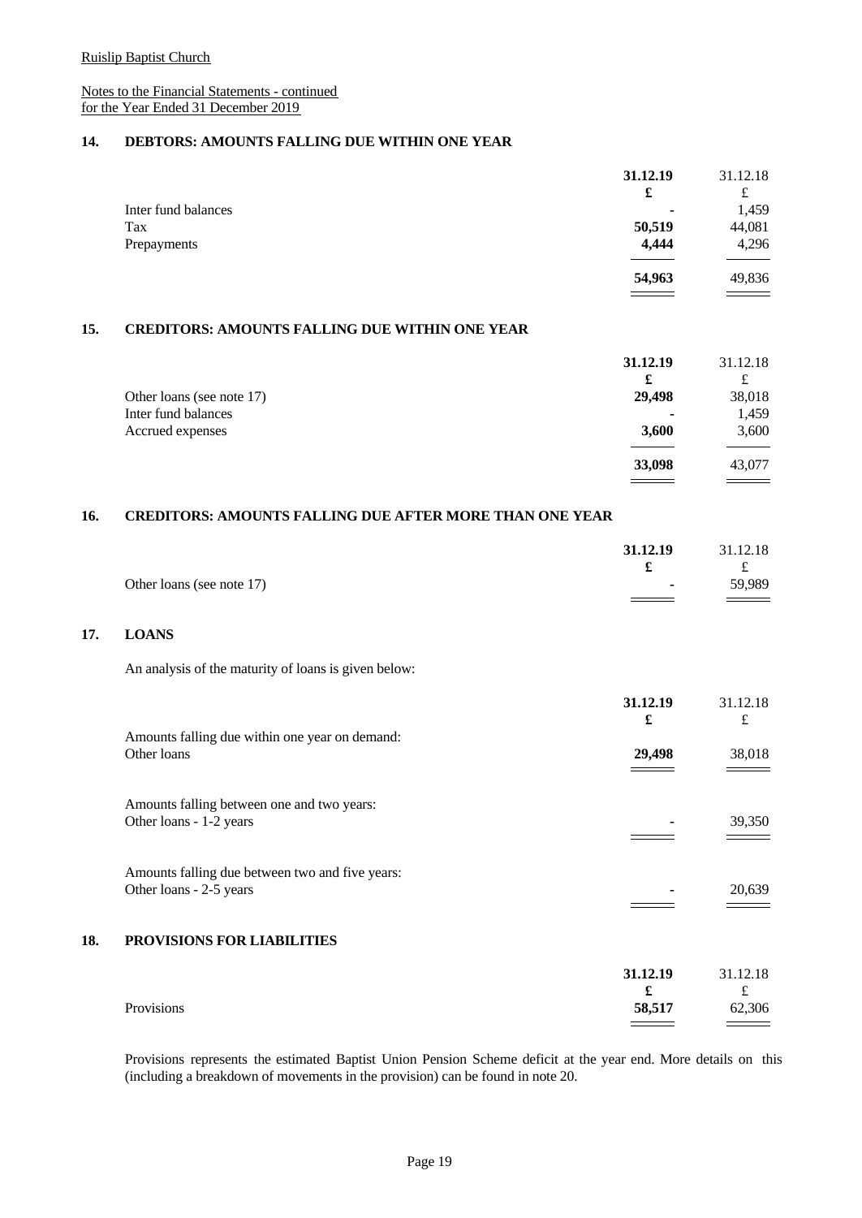Notes to the Financial Statements - continued
for the Year Ended 31 December 2019

## 14. DEBTORS: AMOUNTS FALLING DUE WITHIN ONE YEAR

| | 31.12.19 | 31.12.18 |
|---|---|---|
| | £ | £ |
| Inter fund balances | - | 1,459 |
| Tax | 50,519 | 44,081 |
| Prepayments | 4,444 | 4,296 |
| | 54,963 | 49,836 |

## 15. CREDITORS: AMOUNTS FALLING DUE WITHIN ONE YEAR

| | 31.12.19 | 31.12.18 |
|---|---|---|
| | £ | £ |
| Other loans (see note 17) | 29,498 | 38,018 |
| Inter fund balances | - | 1,459 |
| Accrued expenses | 3,600 | 3,600 |
| | 33,098 | 43,077 |

## 16. CREDITORS: AMOUNTS FALLING DUE AFTER MORE THAN ONE YEAR

| | 31.12.19 | 31.12.18 |
|---|---|---|
| | £ | £ |
| Other loans (see note 17) | - | 59,989 |

## 17. LOANS

An analysis of the maturity of loans is given below:

| | 31.12.19 | 31.12.18 |
|---|---|---|
| | £ | £ |
| Amounts falling due within one year on demand: | | |
| Other loans | 29,498 | 38,018 |
| Amounts falling between one and two years: | | |
| Other loans - 1-2 years | - | 39,350 |
| Amounts falling due between two and five years: | | |
| Other loans - 2-5 years | - | 20,639 |

## 18. PROVISIONS FOR LIABILITIES

| | 31.12.19 | 31.12.18 |
|---|---|---|
| | £ | £ |
| Provisions | 58,517 | 62,306 |

Provisions represents the estimated Baptist Union Pension Scheme deficit at the year end. More details on this (including a breakdown of movements in the provision) can be found in note 20.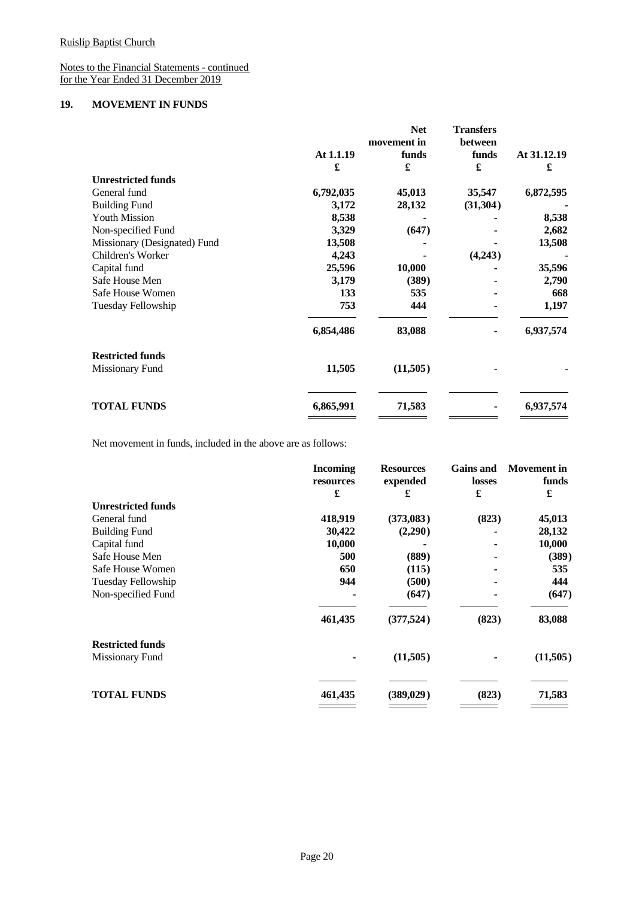Ruislip Baptist Church

Notes to the Financial Statements - continued
for the Year Ended 31 December 2019

## 19. MOVEMENT IN FUNDS

| | At 1.1.19 | Net movement in funds | Transfers between funds | At 31.12.19 |
|---|---|---|---|---|
| | £ | £ | £ | £ |
| **Unrestricted funds** | | | | |
| General fund | 6,792,035 | 45,013 | 35,547 | 6,872,595 |
| Building Fund | 3,172 | 28,132 | (31,304) | - |
| Youth Mission | 8,538 | - | - | 8,538 |
| Non-specified Fund | 3,329 | (647) | - | 2,682 |
| Missionary (Designated) Fund | 13,508 | - | - | 13,508 |
| Children's Worker | 4,243 | - | (4,243) | - |
| Capital fund | 25,596 | 10,000 | - | 35,596 |
| Safe House Men | 3,179 | (389) | - | 2,790 |
| Safe House Women | 133 | 535 | - | 668 |
| Tuesday Fellowship | 753 | 444 | - | 1,197 |
| | 6,854,486 | 83,088 | - | 6,937,574 |
| **Restricted funds** | | | | |
| Missionary Fund | 11,505 | (11,505) | - | - |
| **TOTAL FUNDS** | 6,865,991 | 71,583 | - | 6,937,574 |

Net movement in funds, included in the above are as follows:

| | Incoming resources | Resources expended | Gains and losses | Movement in funds |
|---|---|---|---|---|
| | £ | £ | £ | £ |
| **Unrestricted funds** | | | | |
| General fund | 418,919 | (373,083) | (823) | 45,013 |
| Building Fund | 30,422 | (2,290) | - | 28,132 |
| Capital fund | 10,000 | - | - | 10,000 |
| Safe House Men | 500 | (889) | - | (389) |
| Safe House Women | 650 | (115) | - | 535 |
| Tuesday Fellowship | 944 | (500) | - | 444 |
| Non-specified Fund | - | (647) | - | (647) |
| | 461,435 | (377,524) | (823) | 83,088 |
| **Restricted funds** | | | | |
| Missionary Fund | - | (11,505) | - | (11,505) |
| **TOTAL FUNDS** | 461,435 | (389,029) | (823) | 71,583 |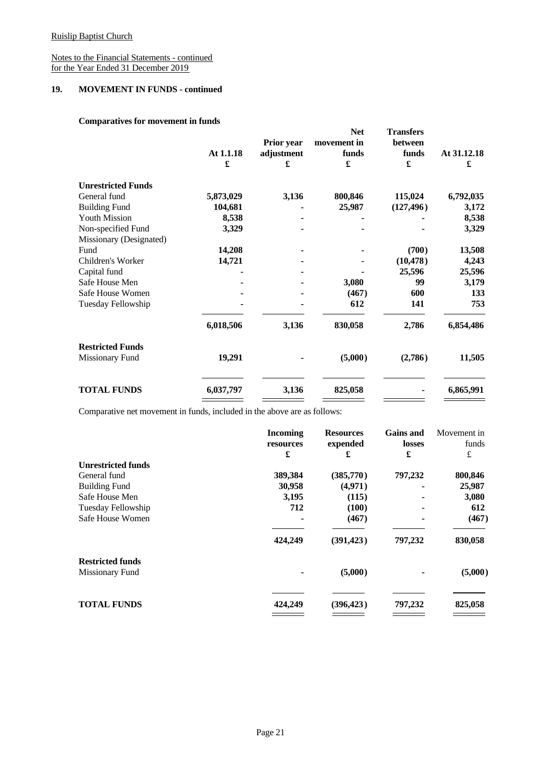Ruislip Baptist Church

Notes to the Financial Statements - continued
for the Year Ended 31 December 2019

## 19. MOVEMENT IN FUNDS - continued

### Comparatives for movement in funds

| | At 1.1.18 | Prior year adjustment | Net movement in funds | Transfers between funds | At 31.12.18 |
|---|---|---|---|---|---|
| | £ | £ | £ | £ | £ |
| **Unrestricted Funds** | | | | | |
| General fund | 5,873,029 | 3,136 | 800,846 | 115,024 | 6,792,035 |
| Building Fund | 104,681 | - | 25,987 | (127,496) | 3,172 |
| Youth Mission | 8,538 | - | - | - | 8,538 |
| Non-specified Fund | 3,329 | - | - | - | 3,329 |
| Missionary (Designated) Fund | 14,208 | - | - | (700) | 13,508 |
| Children's Worker | 14,721 | - | - | (10,478) | 4,243 |
| Capital fund | - | - | - | 25,596 | 25,596 |
| Safe House Men | - | - | 3,080 | 99 | 3,179 |
| Safe House Women | - | - | (467) | 600 | 133 |
| Tuesday Fellowship | - | - | 612 | 141 | 753 |
| | 6,018,506 | 3,136 | 830,058 | 2,786 | 6,854,486 |
| **Restricted Funds** | | | | | |
| Missionary Fund | 19,291 | - | (5,000) | (2,786) | 11,505 |
| **TOTAL FUNDS** | 6,037,797 | 3,136 | 825,058 | - | 6,865,991 |

Comparative net movement in funds, included in the above are as follows:

| | Incoming resources | Resources expended | Gains and losses | Movement in funds |
|---|---|---|---|---|
| | £ | £ | £ | £ |
| **Unrestricted funds** | | | | |
| General fund | 389,384 | (385,770) | 797,232 | 800,846 |
| Building Fund | 30,958 | (4,971) | - | 25,987 |
| Safe House Men | 3,195 | (115) | - | 3,080 |
| Tuesday Fellowship | 712 | (100) | - | 612 |
| Safe House Women | - | (467) | - | (467) |
| | 424,249 | (391,423) | 797,232 | 830,058 |
| **Restricted funds** | | | | |
| Missionary Fund | - | (5,000) | - | (5,000) |
| **TOTAL FUNDS** | 424,249 | (396,423) | 797,232 | 825,058 |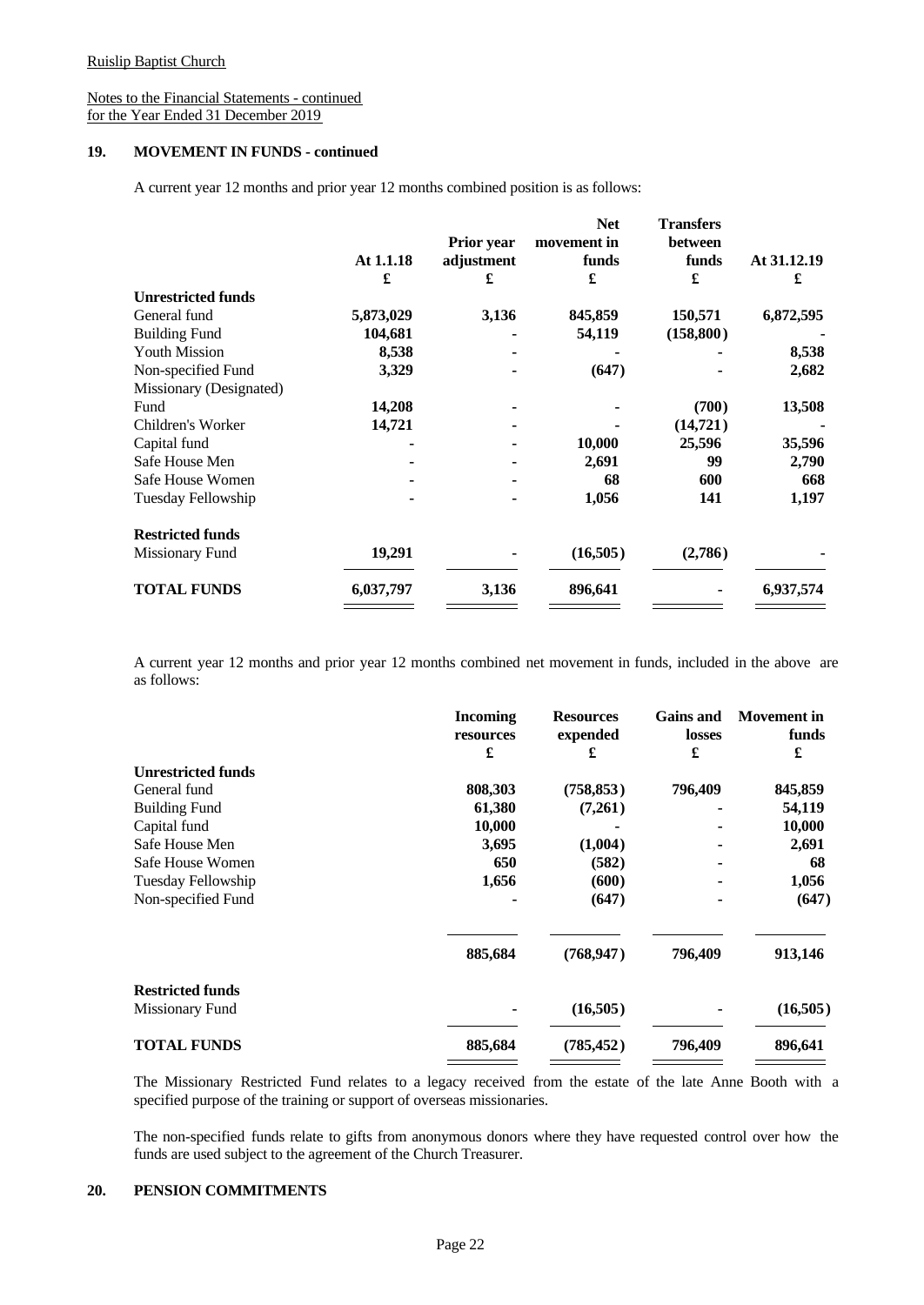Ruislip Baptist Church

Notes to the Financial Statements - continued
for the Year Ended 31 December 2019

## 19. MOVEMENT IN FUNDS - continued

A current year 12 months and prior year 12 months combined position is as follows:

| | At 1.1.18 | Prior year adjustment | Net movement in funds | Transfers between funds | At 31.12.19 |
|---|---|---|---|---|---|
| | £ | £ | £ | £ | £ |
| **Unrestricted funds** | | | | | |
| General fund | 5,873,029 | 3,136 | 845,859 | 150,571 | 6,872,595 |
| Building Fund | 104,681 | - | 54,119 | (158,800) | - |
| Youth Mission | 8,538 | - | - | - | 8,538 |
| Non-specified Fund | 3,329 | - | (647) | - | 2,682 |
| Missionary (Designated) Fund | 14,208 | - | - | (700) | 13,508 |
| Children's Worker | 14,721 | - | - | (14,721) | - |
| Capital fund | - | - | 10,000 | 25,596 | 35,596 |
| Safe House Men | - | - | 2,691 | 99 | 2,790 |
| Safe House Women | - | - | 68 | 600 | 668 |
| Tuesday Fellowship | - | - | 1,056 | 141 | 1,197 |
| **Restricted funds** | | | | | |
| Missionary Fund | 19,291 | - | (16,505) | (2,786) | - |
| **TOTAL FUNDS** | 6,037,797 | 3,136 | 896,641 | - | 6,937,574 |

A current year 12 months and prior year 12 months combined net movement in funds, included in the above are as follows:

| | Incoming resources | Resources expended | Gains and losses | Movement in funds |
|---|---|---|---|---|
| | £ | £ | £ | £ |
| **Unrestricted funds** | | | | |
| General fund | 808,303 | (758,853) | 796,409 | 845,859 |
| Building Fund | 61,380 | (7,261) | - | 54,119 |
| Capital fund | 10,000 | - | - | 10,000 |
| Safe House Men | 3,695 | (1,004) | - | 2,691 |
| Safe House Women | 650 | (582) | - | 68 |
| Tuesday Fellowship | 1,656 | (600) | - | 1,056 |
| Non-specified Fund | - | (647) | - | (647) |
| | 885,684 | (768,947) | 796,409 | 913,146 |
| **Restricted funds** | | | | |
| Missionary Fund | - | (16,505) | - | (16,505) |
| **TOTAL FUNDS** | 885,684 | (785,452) | 796,409 | 896,641 |

The Missionary Restricted Fund relates to a legacy received from the estate of the late Anne Booth with a specified purpose of the training or support of overseas missionaries.

The non-specified funds relate to gifts from anonymous donors where they have requested control over how the funds are used subject to the agreement of the Church Treasurer.

## 20. PENSION COMMITMENTS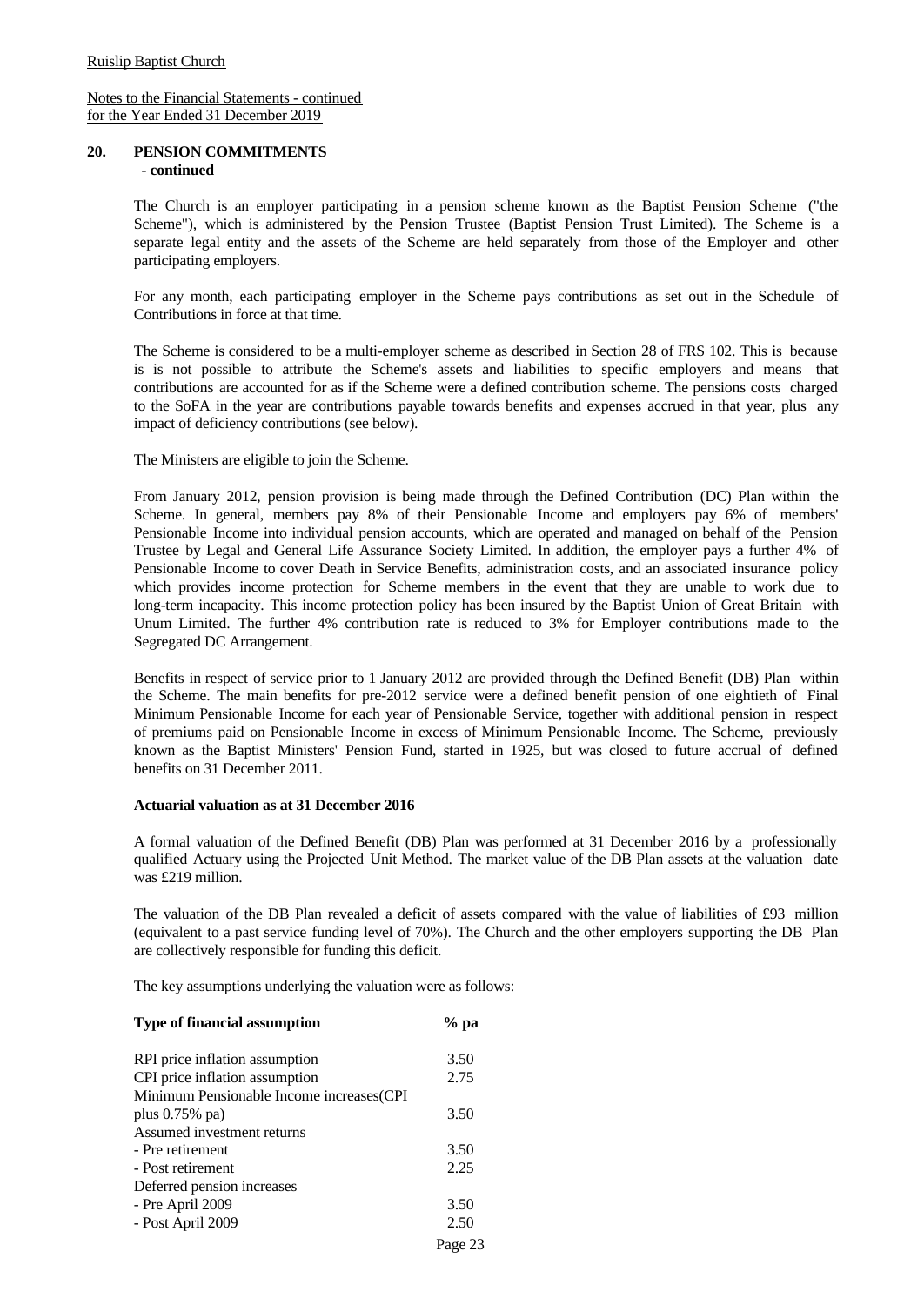Ruislip Baptist Church

Notes to the Financial Statements - continued
for the Year Ended 31 December 2019

## 20. PENSION COMMITMENTS - continued

The Church is an employer participating in a pension scheme known as the Baptist Pension Scheme ("the Scheme"), which is administered by the Pension Trustee (Baptist Pension Trust Limited). The Scheme is a separate legal entity and the assets of the Scheme are held separately from those of the Employer and other participating employers.

For any month, each participating employer in the Scheme pays contributions as set out in the Schedule of Contributions in force at that time.

The Scheme is considered to be a multi-employer scheme as described in Section 28 of FRS 102. This is because is is not possible to attribute the Scheme's assets and liabilities to specific employers and means that contributions are accounted for as if the Scheme were a defined contribution scheme. The pensions costs charged to the SoFA in the year are contributions payable towards benefits and expenses accrued in that year, plus any impact of deficiency contributions (see below).

The Ministers are eligible to join the Scheme.

From January 2012, pension provision is being made through the Defined Contribution (DC) Plan within the Scheme. In general, members pay 8% of their Pensionable Income and employers pay 6% of members' Pensionable Income into individual pension accounts, which are operated and managed on behalf of the Pension Trustee by Legal and General Life Assurance Society Limited. In addition, the employer pays a further 4% of Pensionable Income to cover Death in Service Benefits, administration costs, and an associated insurance policy which provides income protection for Scheme members in the event that they are unable to work due to long-term incapacity. This income protection policy has been insured by the Baptist Union of Great Britain with Unum Limited. The further 4% contribution rate is reduced to 3% for Employer contributions made to the Segregated DC Arrangement.

Benefits in respect of service prior to 1 January 2012 are provided through the Defined Benefit (DB) Plan within the Scheme. The main benefits for pre-2012 service were a defined benefit pension of one eightieth of Final Minimum Pensionable Income for each year of Pensionable Service, together with additional pension in respect of premiums paid on Pensionable Income in excess of Minimum Pensionable Income. The Scheme, previously known as the Baptist Ministers' Pension Fund, started in 1925, but was closed to future accrual of defined benefits on 31 December 2011.

### Actuarial valuation as at 31 December 2016

A formal valuation of the Defined Benefit (DB) Plan was performed at 31 December 2016 by a professionally qualified Actuary using the Projected Unit Method. The market value of the DB Plan assets at the valuation date was £219 million.

The valuation of the DB Plan revealed a deficit of assets compared with the value of liabilities of £93 million (equivalent to a past service funding level of 70%). The Church and the other employers supporting the DB Plan are collectively responsible for funding this deficit.

The key assumptions underlying the valuation were as follows:

| Type of financial assumption | % pa |
|---|---|
| RPI price inflation assumption | 3.50 |
| CPI price inflation assumption | 2.75 |
| Minimum Pensionable Income increases(CPI plus 0.75% pa) | 3.50 |
| Assumed investment returns | |
| - Pre retirement | 3.50 |
| - Post retirement | 2.25 |
| Deferred pension increases | |
| - Pre April 2009 | 3.50 |
| - Post April 2009 | 2.50 |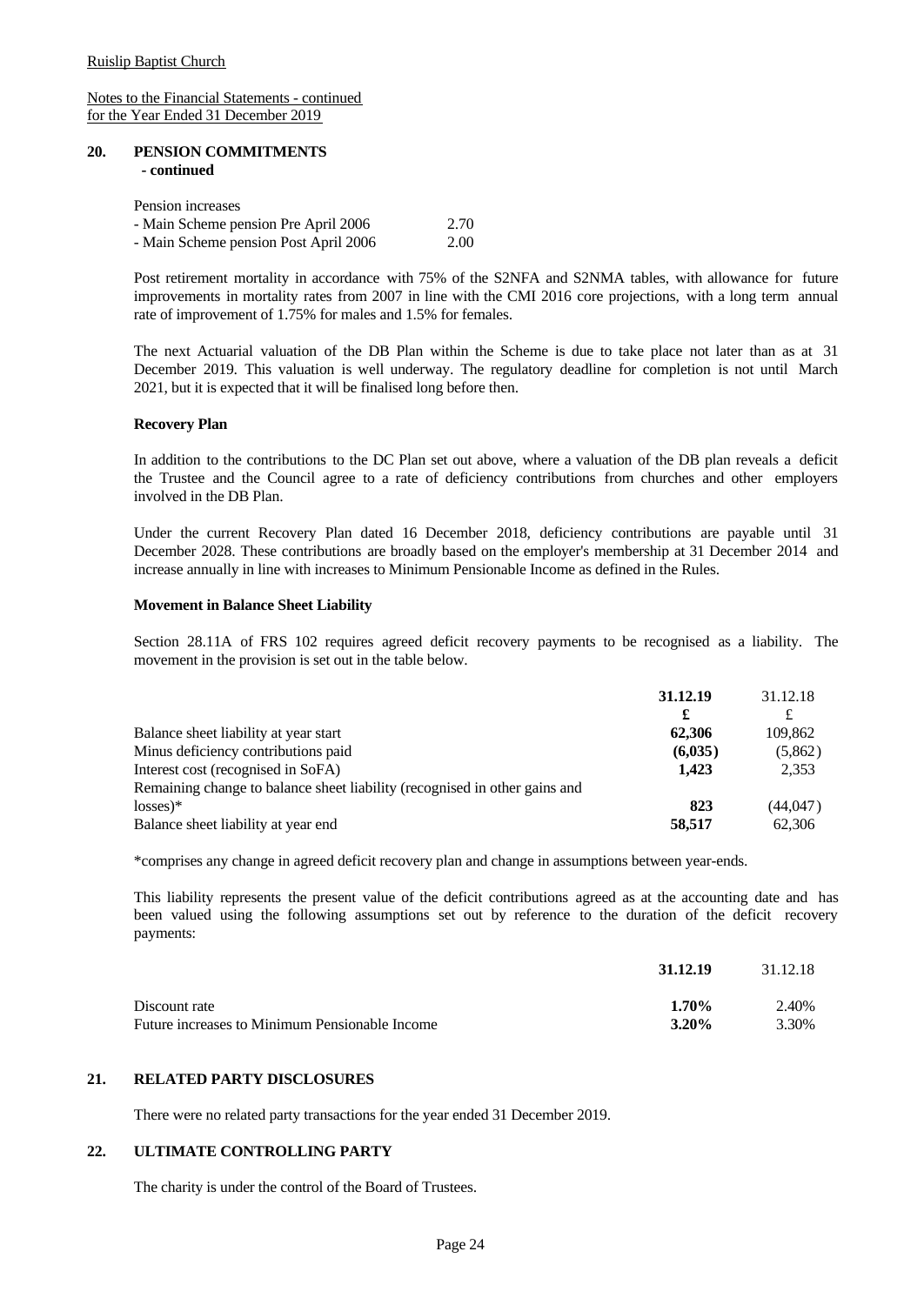Ruislip Baptist Church

Notes to the Financial Statements - continued
for the Year Ended 31 December 2019

## 20. PENSION COMMITMENTS - continued

| Pension increases | |
|---|---|
| - Main Scheme pension Pre April 2006 | 2.70 |
| - Main Scheme pension Post April 2006 | 2.00 |

Post retirement mortality in accordance with 75% of the S2NFA and S2NMA tables, with allowance for future improvements in mortality rates from 2007 in line with the CMI 2016 core projections, with a long term annual rate of improvement of 1.75% for males and 1.5% for females.

The next Actuarial valuation of the DB Plan within the Scheme is due to take place not later than as at 31 December 2019. This valuation is well underway. The regulatory deadline for completion is not until March 2021, but it is expected that it will be finalised long before then.

**Recovery Plan**

In addition to the contributions to the DC Plan set out above, where a valuation of the DB plan reveals a deficit the Trustee and the Council agree to a rate of deficiency contributions from churches and other employers involved in the DB Plan.

Under the current Recovery Plan dated 16 December 2018, deficiency contributions are payable until 31 December 2028. These contributions are broadly based on the employer's membership at 31 December 2014 and increase annually in line with increases to Minimum Pensionable Income as defined in the Rules.

**Movement in Balance Sheet Liability**

Section 28.11A of FRS 102 requires agreed deficit recovery payments to be recognised as a liability. The movement in the provision is set out in the table below.

| | **31.12.19** | 31.12.18 |
|---|---|---|
| | **£** | £ |
| Balance sheet liability at year start | **62,306** | 109,862 |
| Minus deficiency contributions paid | **(6,035)** | (5,862) |
| Interest cost (recognised in SoFA) | **1,423** | 2,353 |
| Remaining change to balance sheet liability (recognised in other gains and losses)* | **823** | (44,047) |
| Balance sheet liability at year end | **58,517** | 62,306 |

*comprises any change in agreed deficit recovery plan and change in assumptions between year-ends.

This liability represents the present value of the deficit contributions agreed as at the accounting date and has been valued using the following assumptions set out by reference to the duration of the deficit recovery payments:

| | **31.12.19** | 31.12.18 |
|---|---|---|
| Discount rate | **1.70%** | 2.40% |
| Future increases to Minimum Pensionable Income | **3.20%** | 3.30% |

## 21. RELATED PARTY DISCLOSURES

There were no related party transactions for the year ended 31 December 2019.

## 22. ULTIMATE CONTROLLING PARTY

The charity is under the control of the Board of Trustees.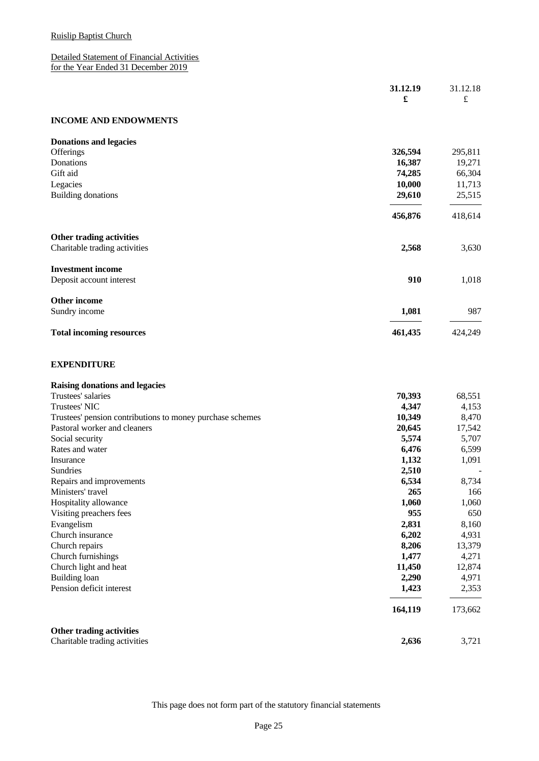Ruislip Baptist Church

Detailed Statement of Financial Activities
for the Year Ended 31 December 2019

| | 31.12.19 | 31.12.18 |
|---|---|---|
| | £ | £ |
| **INCOME AND ENDOWMENTS** | | |
| **Donations and legacies** | | |
| Offerings | **326,594** | 295,811 |
| Donations | **16,387** | 19,271 |
| Gift aid | **74,285** | 66,304 |
| Legacies | **10,000** | 11,713 |
| Building donations | **29,610** | 25,515 |
| | **456,876** | 418,614 |
| **Other trading activities** | | |
| Charitable trading activities | **2,568** | 3,630 |
| **Investment income** | | |
| Deposit account interest | **910** | 1,018 |
| **Other income** | | |
| Sundry income | **1,081** | 987 |
| **Total incoming resources** | **461,435** | 424,249 |
| **EXPENDITURE** | | |
| **Raising donations and legacies** | | |
| Trustees' salaries | **70,393** | 68,551 |
| Trustees' NIC | **4,347** | 4,153 |
| Trustees' pension contributions to money purchase schemes | **10,349** | 8,470 |
| Pastoral worker and cleaners | **20,645** | 17,542 |
| Social security | **5,574** | 5,707 |
| Rates and water | **6,476** | 6,599 |
| Insurance | **1,132** | 1,091 |
| Sundries | **2,510** | - |
| Repairs and improvements | **6,534** | 8,734 |
| Ministers' travel | **265** | 166 |
| Hospitality allowance | **1,060** | 1,060 |
| Visiting preachers fees | **955** | 650 |
| Evangelism | **2,831** | 8,160 |
| Church insurance | **6,202** | 4,931 |
| Church repairs | **8,206** | 13,379 |
| Church furnishings | **1,477** | 4,271 |
| Church light and heat | **11,450** | 12,874 |
| Building loan | **2,290** | 4,971 |
| Pension deficit interest | **1,423** | 2,353 |
| | **164,119** | 173,662 |
| **Other trading activities** | | |
| Charitable trading activities | **2,636** | 3,721 |

This page does not form part of the statutory financial statements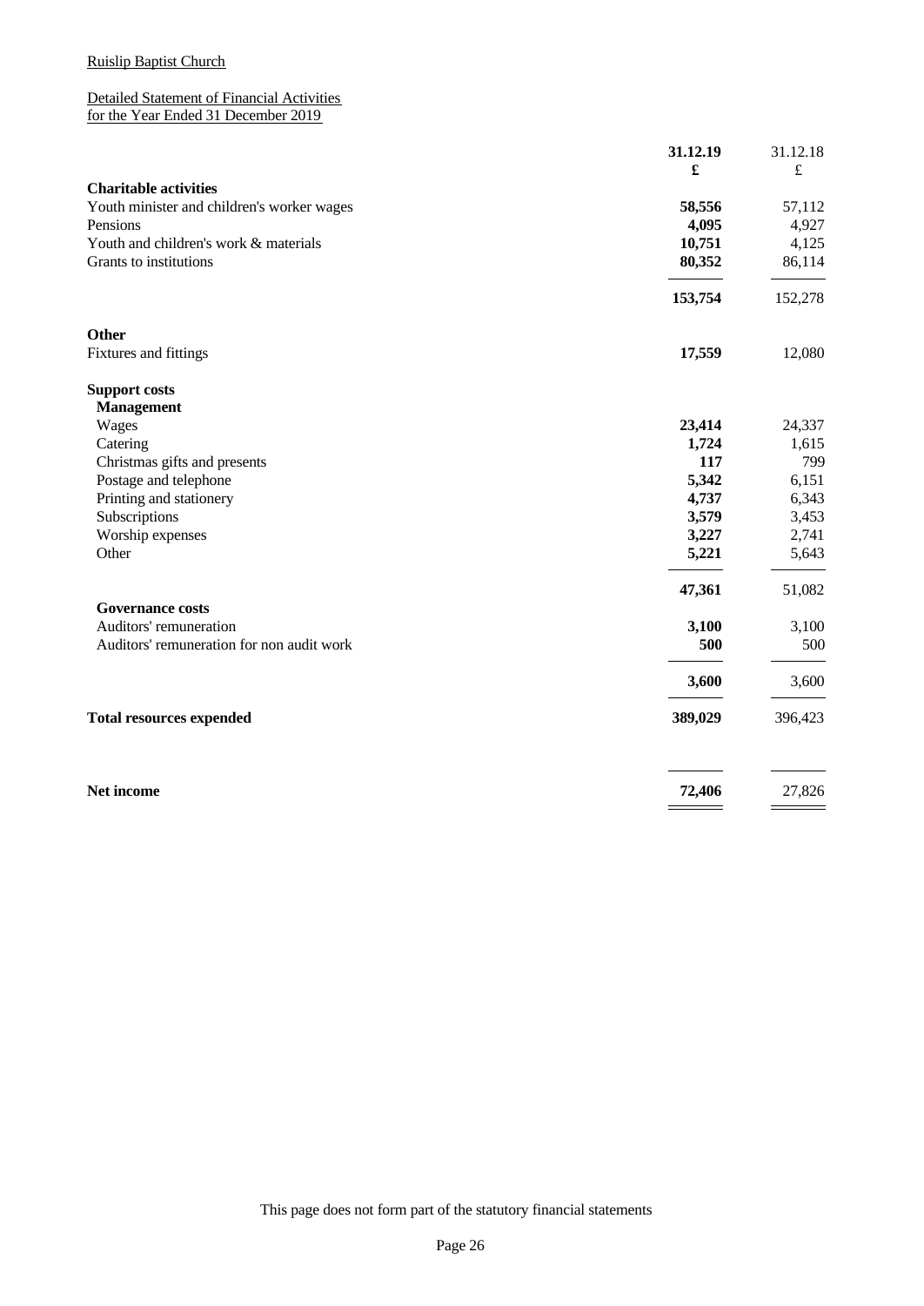Ruislip Baptist Church

Detailed Statement of Financial Activities
for the Year Ended 31 December 2019

| | 31.12.19 | 31.12.18 |
|---|---|---|
| | £ | £ |
| **Charitable activities** | | |
| Youth minister and children's worker wages | 58,556 | 57,112 |
| Pensions | 4,095 | 4,927 |
| Youth and children's work & materials | 10,751 | 4,125 |
| Grants to institutions | 80,352 | 86,114 |
| | 153,754 | 152,278 |
| **Other** | | |
| Fixtures and fittings | 17,559 | 12,080 |
| **Support costs** | | |
| **Management** | | |
| Wages | 23,414 | 24,337 |
| Catering | 1,724 | 1,615 |
| Christmas gifts and presents | 117 | 799 |
| Postage and telephone | 5,342 | 6,151 |
| Printing and stationery | 4,737 | 6,343 |
| Subscriptions | 3,579 | 3,453 |
| Worship expenses | 3,227 | 2,741 |
| Other | 5,221 | 5,643 |
| | 47,361 | 51,082 |
| **Governance costs** | | |
| Auditors' remuneration | 3,100 | 3,100 |
| Auditors' remuneration for non audit work | 500 | 500 |
| | 3,600 | 3,600 |
| **Total resources expended** | 389,029 | 396,423 |
| **Net income** | 72,406 | 27,826 |

This page does not form part of the statutory financial statements